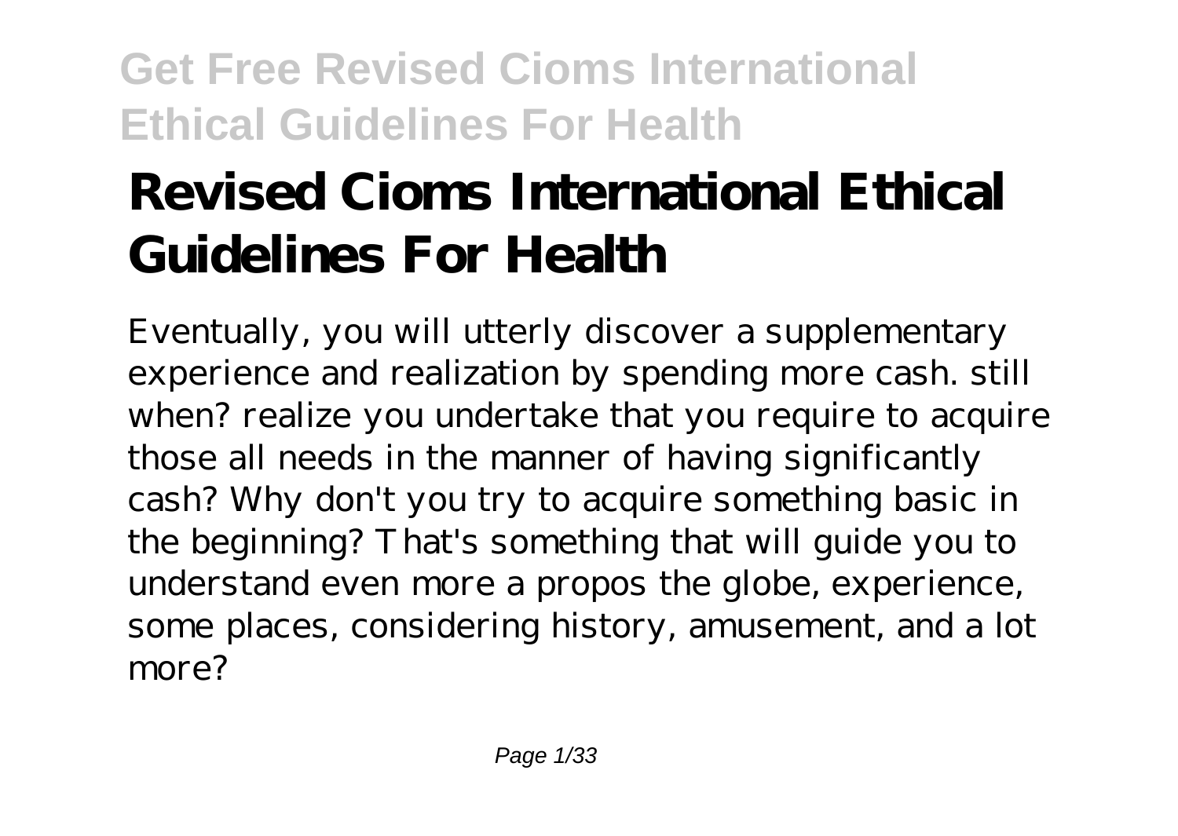# Revised Cioms International Ethical Guidelines For Health

Eventually, you will utterly discover a supplementary experience and realization by spending more cash. still when? realize you undertake that you require to acquire those all needs in the manner of having significantly cash? Why don't you try to acquire something basic in the beginning? That's something that will guide you to understand even more a propos the globe, experience, some places, considering history, amusement, and a lot more?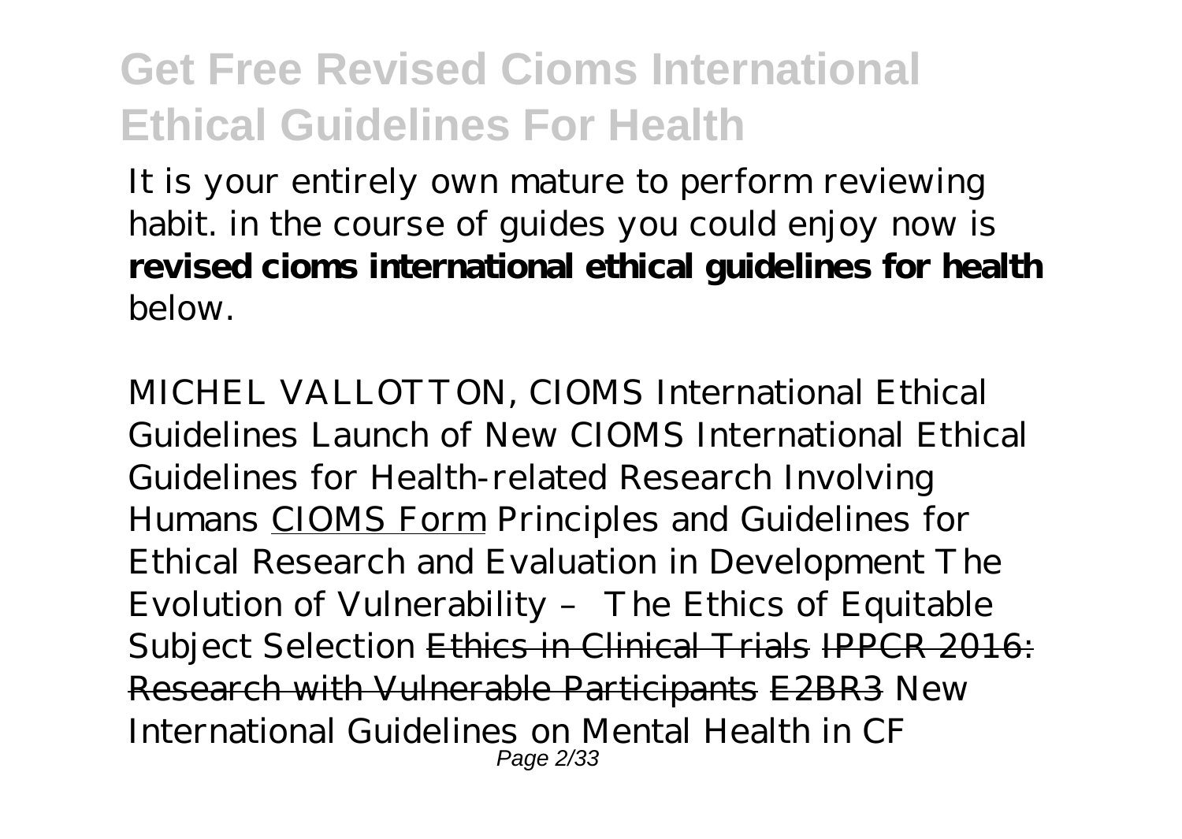It is your entirely own mature to perform reviewing habit. in the course of guides you could enjoy now is **revised cioms international ethical guidelines for health** below.

*MICHEL VALLOTTON, CIOMS International Ethical Guidelines Launch of New CIOMS International Ethical Guidelines for Health-related Research Involving Humans* CIOMS Form *Principles and Guidelines for Ethical Research and Evaluation in Development The Evolution of Vulnerability – The Ethics of Equitable Subject Selection* ~~Ethics in Clinical Trials~~ ~~IPPCR 2016: Research with Vulnerable Participants~~ ~~E2BR3~~ *New International Guidelines on Mental Health in CF*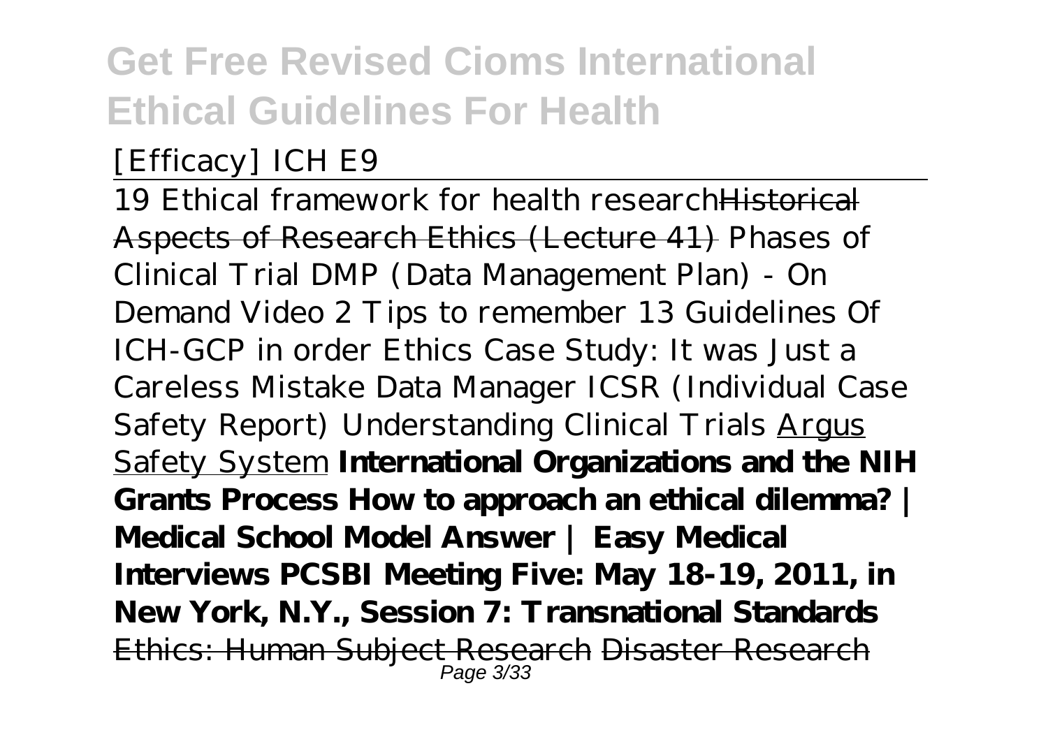*[Efficacy] ICH E9*

19 Ethical framework for health researchHistorical Aspects of Research Ethics (Lecture 41) *Phases of Clinical Trial DMP (Data Management Plan) - On Demand Video 2 Tips to remember 13 Guidelines Of ICH-GCP in order Ethics Case Study: It was Just a Careless Mistake Data Manager ICSR (Individual Case Safety Report) Understanding Clinical Trials* Argus Safety System **International Organizations and the NIH Grants Process How to approach an ethical dilemma? | Medical School Model Answer | Easy Medical Interviews PCSBI Meeting Five: May 18-19, 2011, in New York, N.Y., Session 7: Transnational Standards** Ethics: Human Subject Research Disaster Research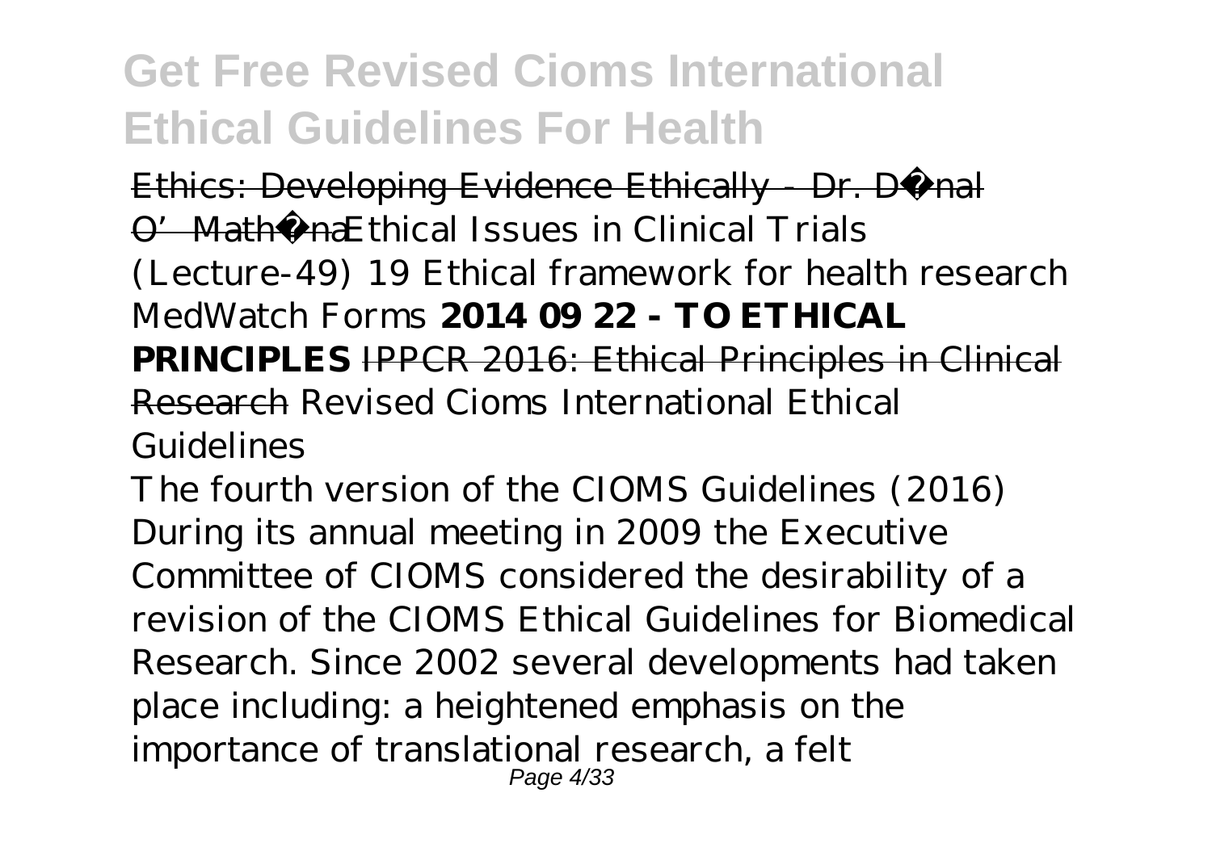# Get Free Revised Cioms International Ethical Guidelines For Health

~~Ethics: Developing Evidence Ethically - Dr. Dónal O'Mathúna~~ *Ethical Issues in Clinical Trials (Lecture-49) 19 Ethical framework for health research MedWatch Forms* **2014 09 22 - TO ETHICAL PRINCIPLES** ~~IPPCR 2016: Ethical Principles in Clinical Research~~ *Revised Cioms International Ethical Guidelines*

The fourth version of the CIOMS Guidelines (2016) During its annual meeting in 2009 the Executive Committee of CIOMS considered the desirability of a revision of the CIOMS Ethical Guidelines for Biomedical Research. Since 2002 several developments had taken place including: a heightened emphasis on the importance of translational research, a felt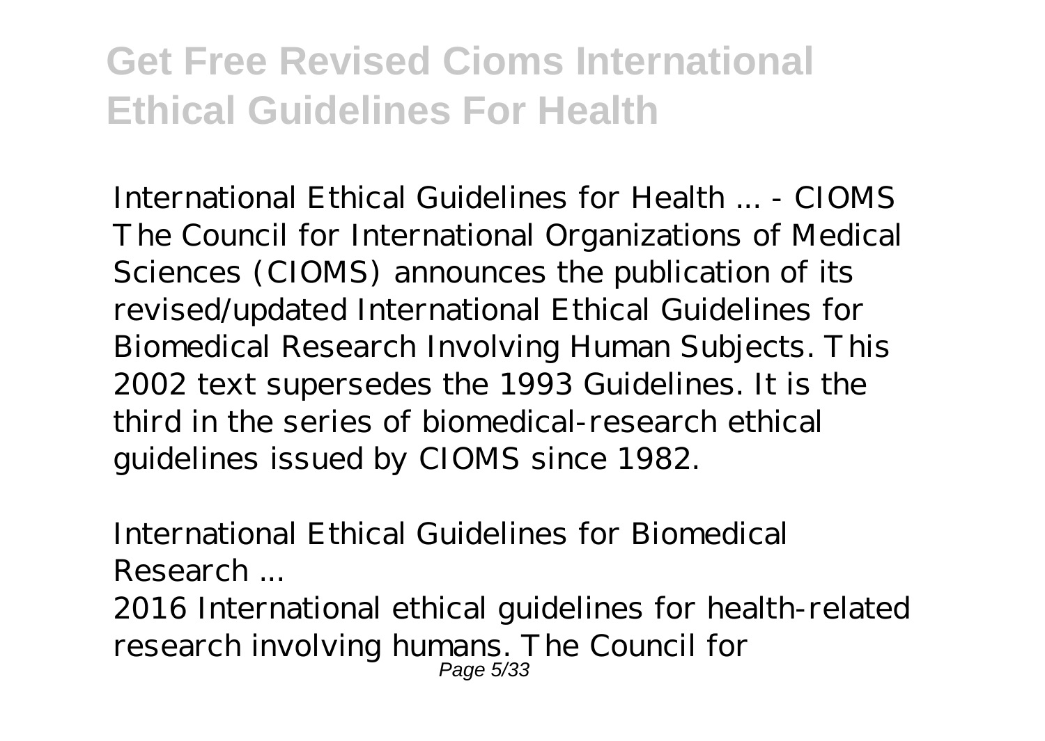*International Ethical Guidelines for Health ... - CIOMS*
The Council for International Organizations of Medical Sciences (CIOMS) announces the publication of its revised/updated International Ethical Guidelines for Biomedical Research Involving Human Subjects. This 2002 text supersedes the 1993 Guidelines. It is the third in the series of biomedical-research ethical guidelines issued by CIOMS since 1982.

*International Ethical Guidelines for Biomedical Research ...*
2016 International ethical guidelines for health-related research involving humans. The Council for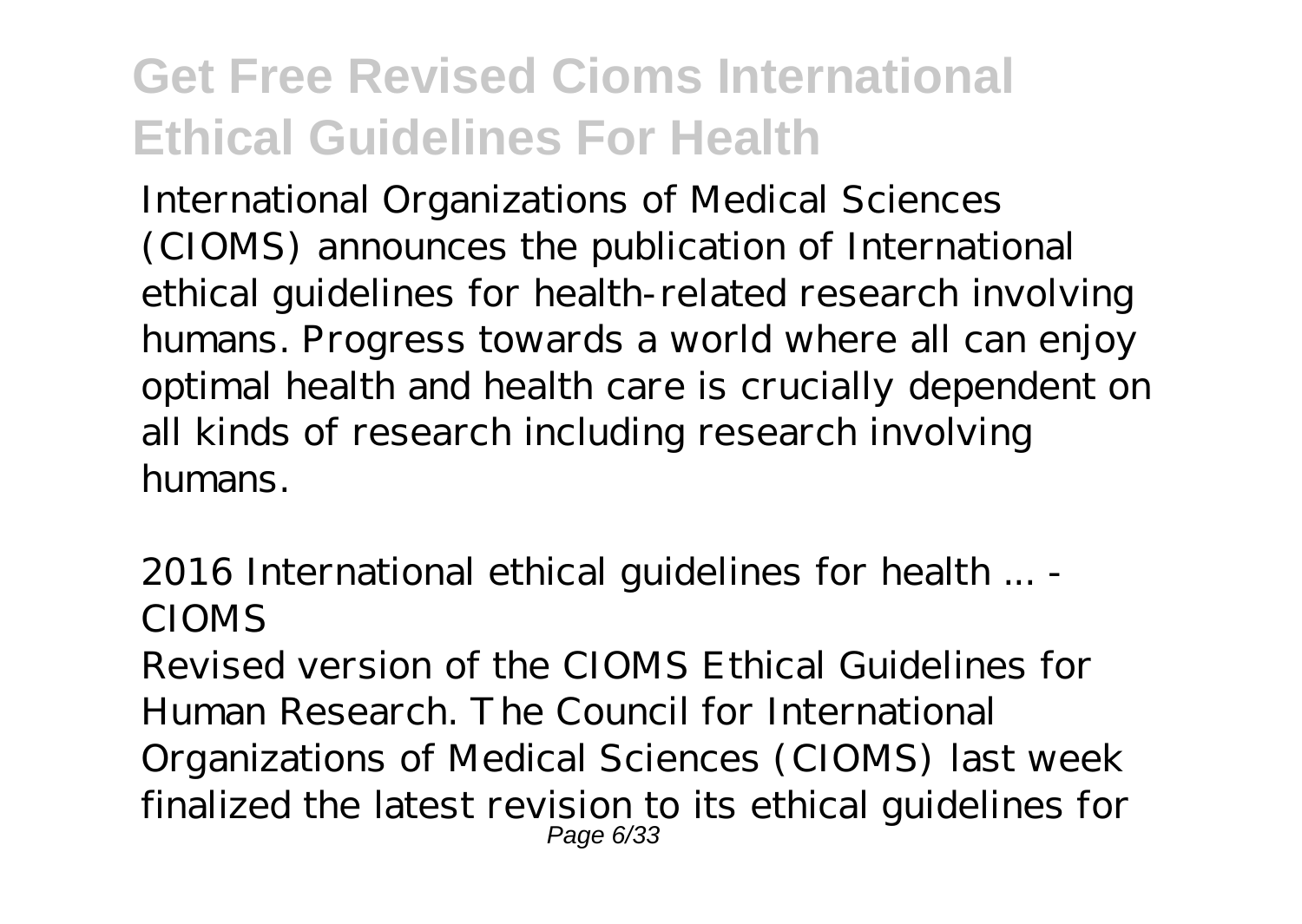International Organizations of Medical Sciences (CIOMS) announces the publication of International ethical guidelines for health-related research involving humans. Progress towards a world where all can enjoy optimal health and health care is crucially dependent on all kinds of research including research involving humans.

*2016 International ethical guidelines for health ... - CIOMS*

Revised version of the CIOMS Ethical Guidelines for Human Research. The Council for International Organizations of Medical Sciences (CIOMS) last week finalized the latest revision to its ethical guidelines for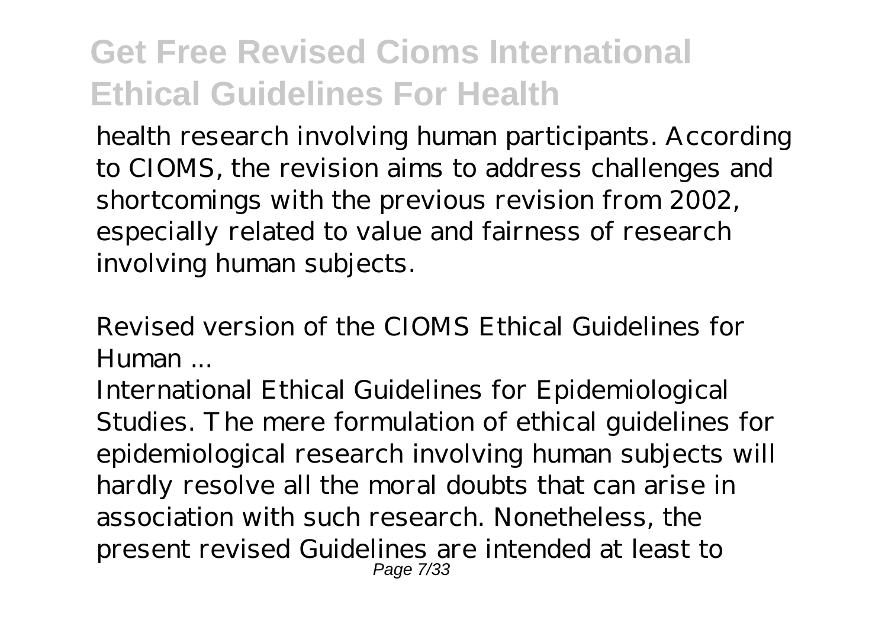health research involving human participants. According to CIOMS, the revision aims to address challenges and shortcomings with the previous revision from 2002, especially related to value and fairness of research involving human subjects.

*Revised version of the CIOMS Ethical Guidelines for Human ...*

International Ethical Guidelines for Epidemiological Studies. The mere formulation of ethical guidelines for epidemiological research involving human subjects will hardly resolve all the moral doubts that can arise in association with such research. Nonetheless, the present revised Guidelines are intended at least to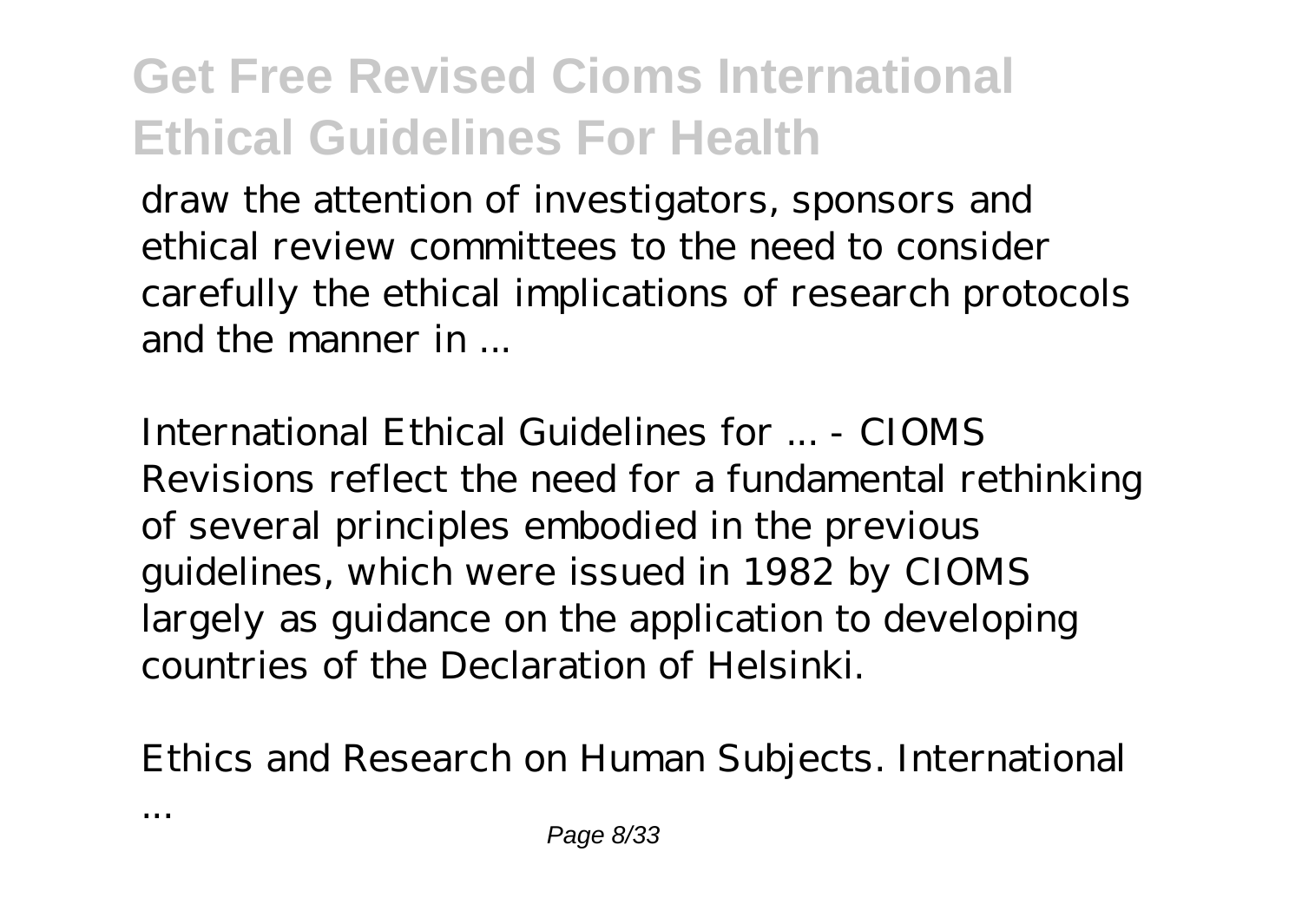draw the attention of investigators, sponsors and ethical review committees to the need to consider carefully the ethical implications of research protocols and the manner in ...

*International Ethical Guidelines for ... - CIOMS*

Revisions reflect the need for a fundamental rethinking of several principles embodied in the previous guidelines, which were issued in 1982 by CIOMS largely as guidance on the application to developing countries of the Declaration of Helsinki.

*Ethics and Research on Human Subjects. International ...*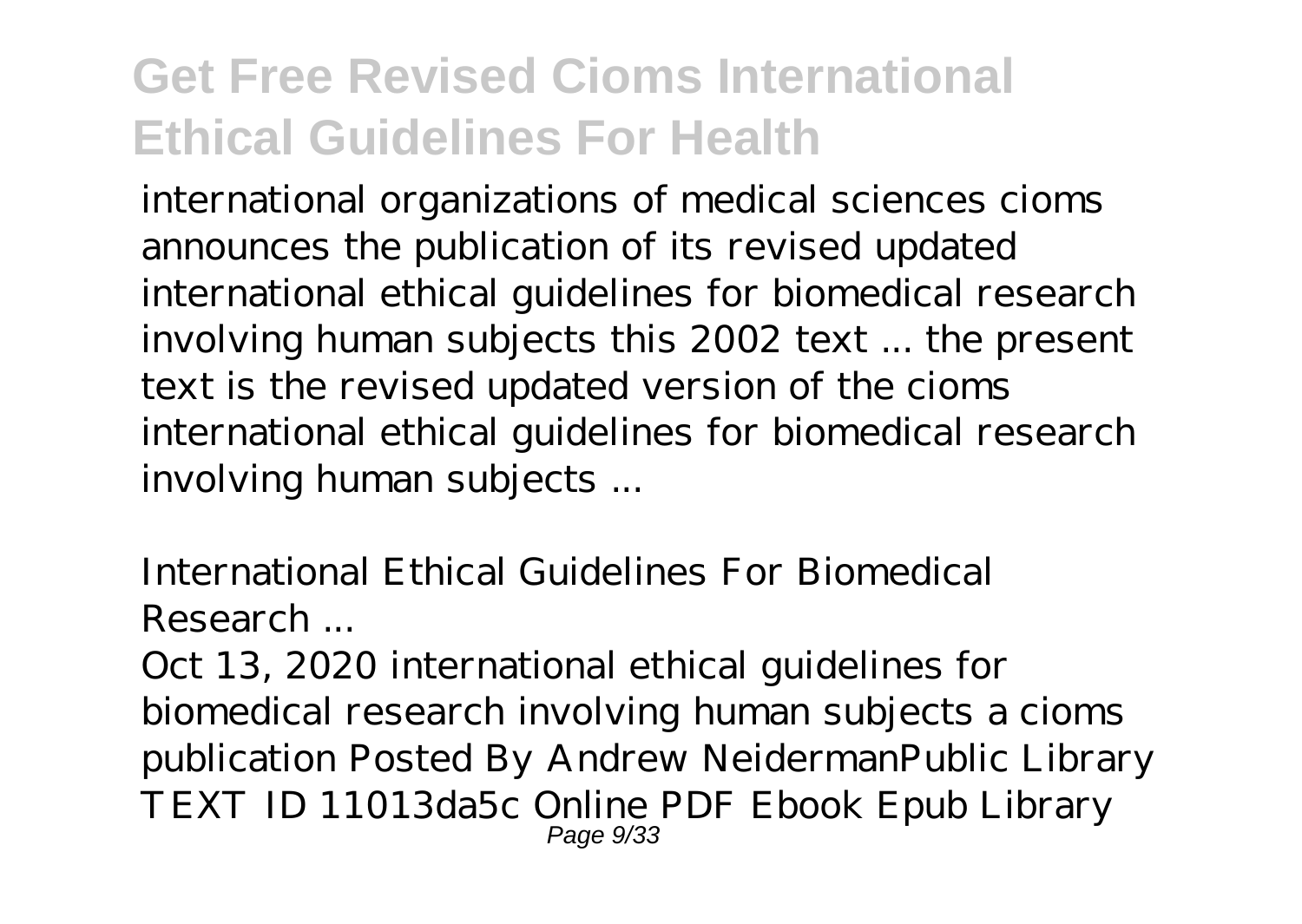international organizations of medical sciences cioms announces the publication of its revised updated international ethical guidelines for biomedical research involving human subjects this 2002 text ... the present text is the revised updated version of the cioms international ethical guidelines for biomedical research involving human subjects ...

*International Ethical Guidelines For Biomedical Research ...*

Oct 13, 2020 international ethical guidelines for biomedical research involving human subjects a cioms publication Posted By Andrew NeidermanPublic Library TEXT ID 11013da5c Online PDF Ebook Epub Library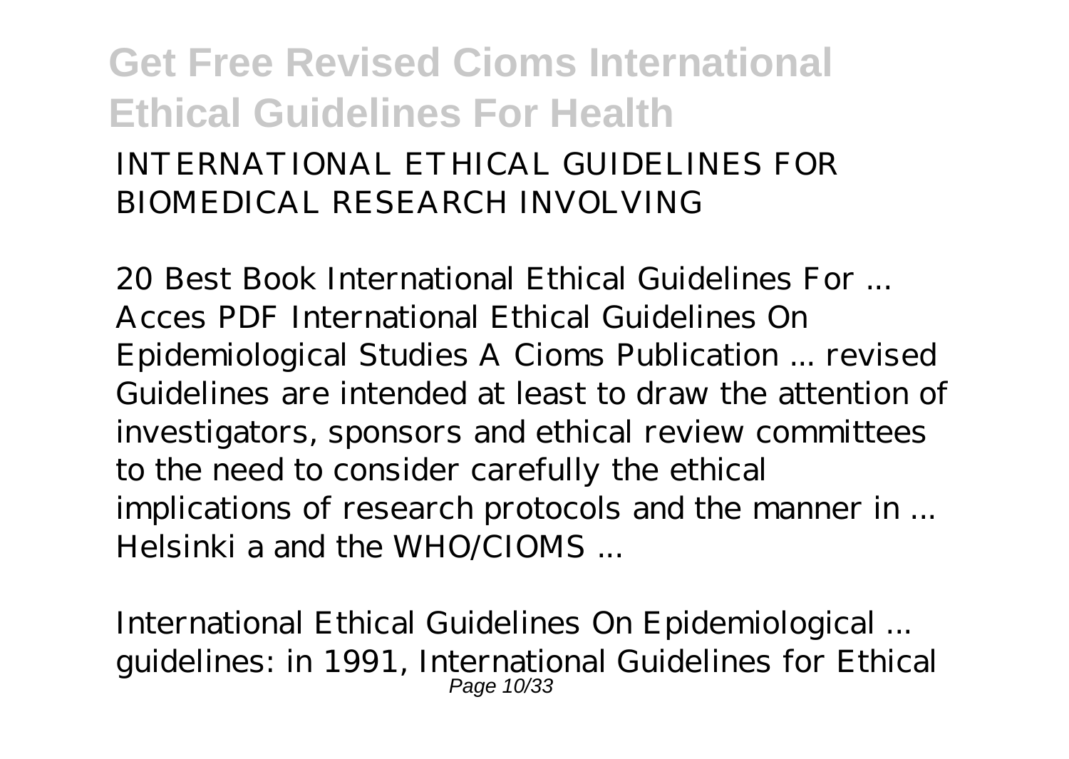INTERNATIONAL ETHICAL GUIDELINES FOR BIOMEDICAL RESEARCH INVOLVING

*20 Best Book International Ethical Guidelines For ...*
Acces PDF International Ethical Guidelines On Epidemiological Studies A Cioms Publication ... revised Guidelines are intended at least to draw the attention of investigators, sponsors and ethical review committees to the need to consider carefully the ethical implications of research protocols and the manner in ... Helsinki a and the WHO/CIOMS ...

*International Ethical Guidelines On Epidemiological ...*
guidelines: in 1991, International Guidelines for Ethical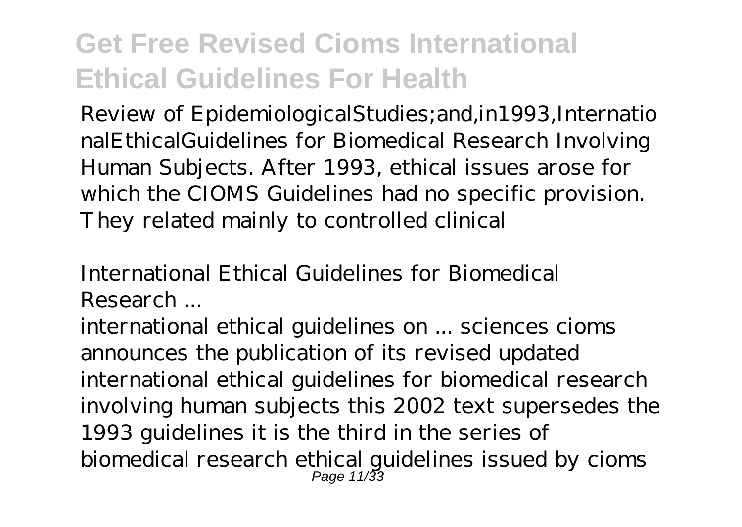Review of EpidemiologicalStudies;and,in1993,InternationalEthicalGuidelines for Biomedical Research Involving Human Subjects. After 1993, ethical issues arose for which the CIOMS Guidelines had no specific provision. They related mainly to controlled clinical

*International Ethical Guidelines for Biomedical Research ...*

international ethical guidelines on ... sciences cioms announces the publication of its revised updated international ethical guidelines for biomedical research involving human subjects this 2002 text supersedes the 1993 guidelines it is the third in the series of biomedical research ethical guidelines issued by cioms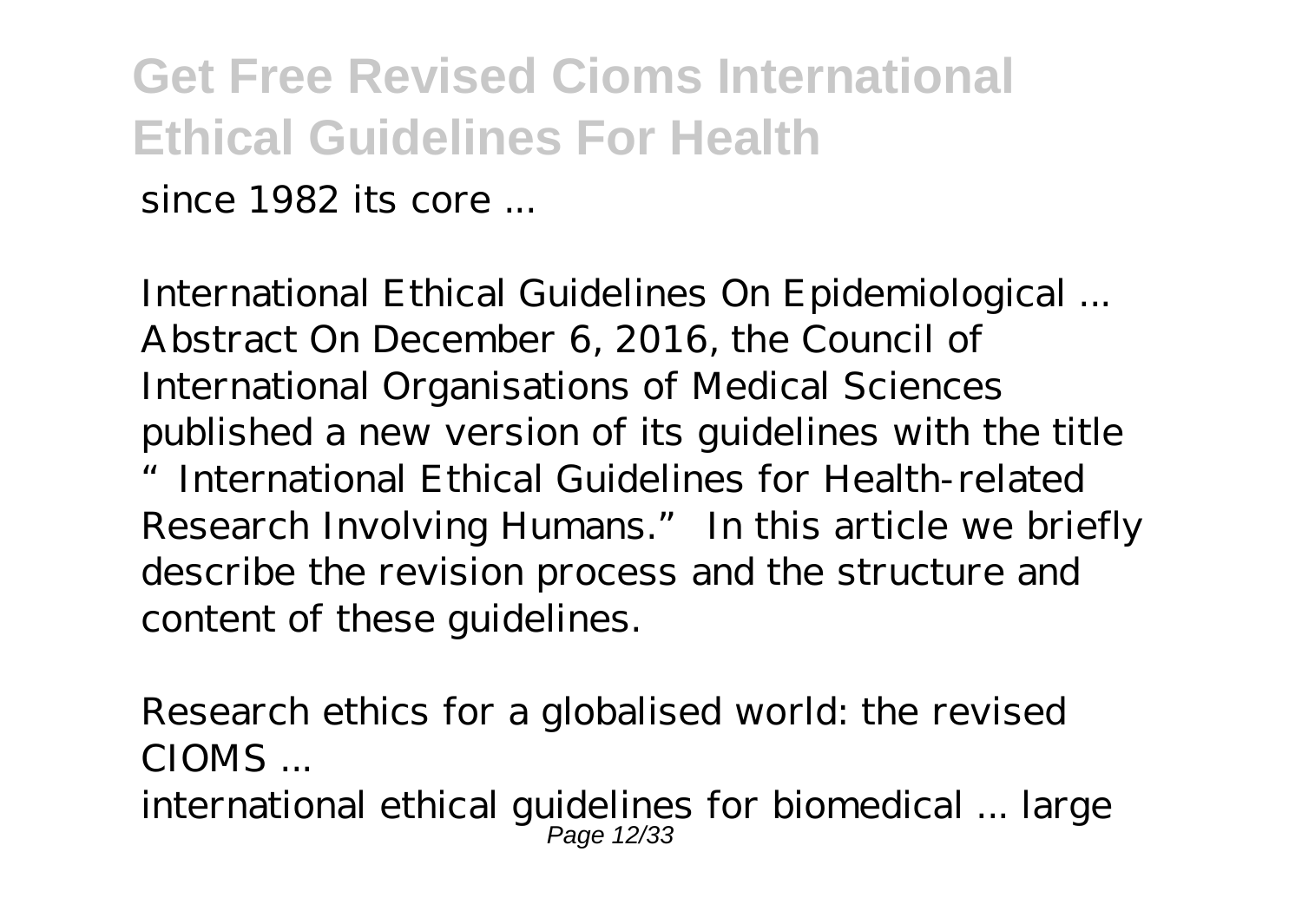since 1982 its core ...

*International Ethical Guidelines On Epidemiological ...*
Abstract On December 6, 2016, the Council of International Organisations of Medical Sciences published a new version of its guidelines with the title "International Ethical Guidelines for Health-related Research Involving Humans." In this article we briefly describe the revision process and the structure and content of these guidelines.

*Research ethics for a globalised world: the revised CIOMS ...*
international ethical guidelines for biomedical ... large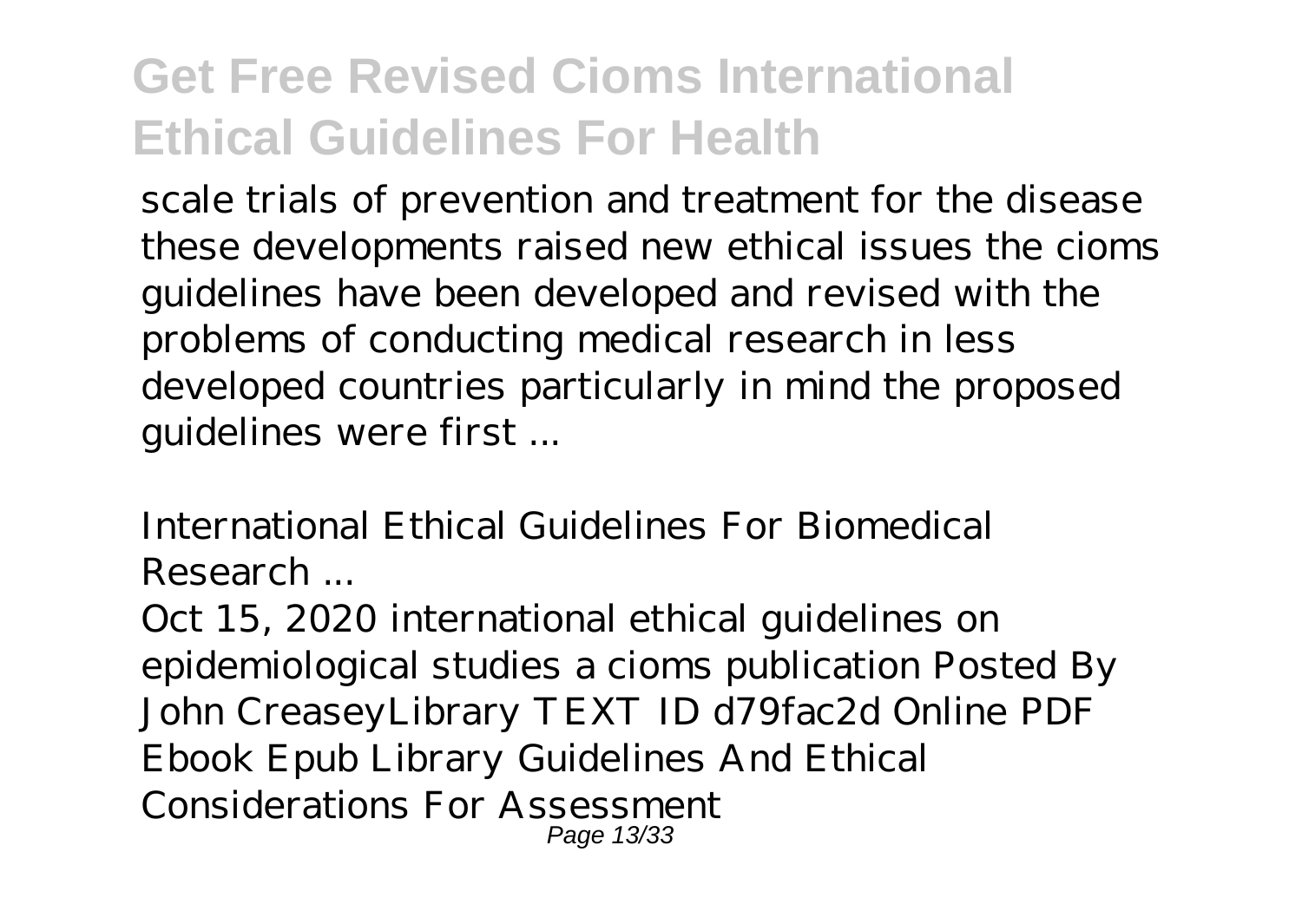scale trials of prevention and treatment for the disease these developments raised new ethical issues the cioms guidelines have been developed and revised with the problems of conducting medical research in less developed countries particularly in mind the proposed guidelines were first ...

*International Ethical Guidelines For Biomedical Research ...*

Oct 15, 2020 international ethical guidelines on epidemiological studies a cioms publication Posted By John CreaseyLibrary TEXT ID d79fac2d Online PDF Ebook Epub Library Guidelines And Ethical Considerations For Assessment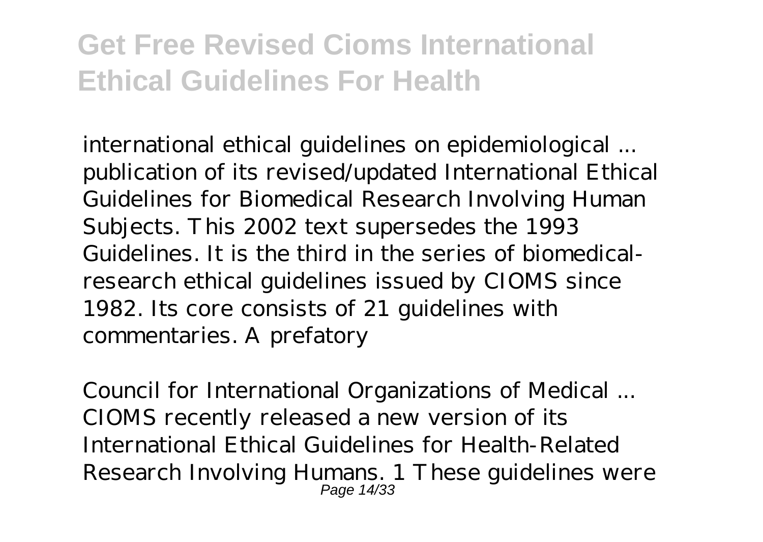*international ethical guidelines on epidemiological ...*
publication of its revised/updated International Ethical Guidelines for Biomedical Research Involving Human Subjects. This 2002 text supersedes the 1993 Guidelines. It is the third in the series of biomedical-research ethical guidelines issued by CIOMS since 1982. Its core consists of 21 guidelines with commentaries. A prefatory

*Council for International Organizations of Medical ...*
CIOMS recently released a new version of its International Ethical Guidelines for Health-Related Research Involving Humans. 1 These guidelines were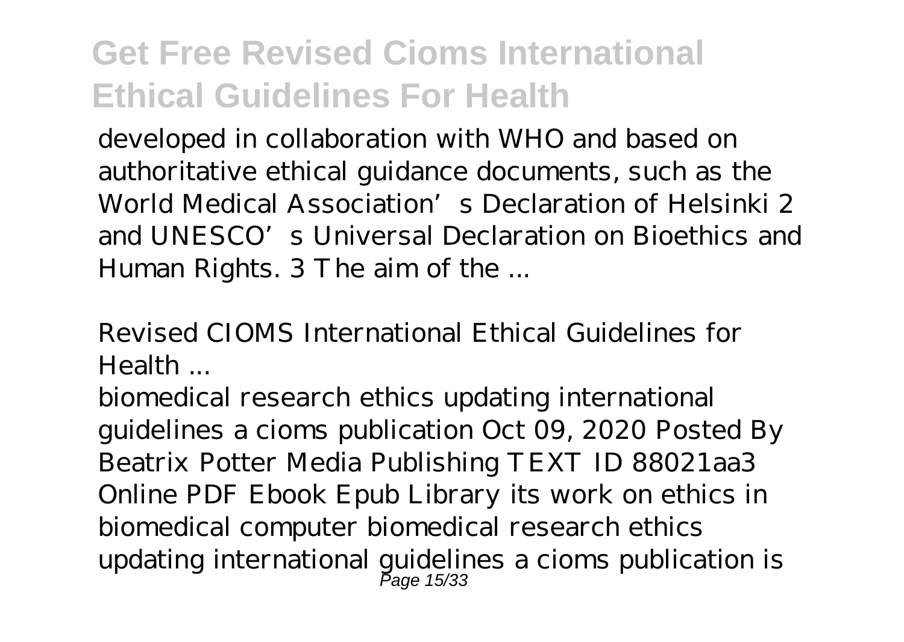developed in collaboration with WHO and based on authoritative ethical guidance documents, such as the World Medical Association's Declaration of Helsinki 2 and UNESCO's Universal Declaration on Bioethics and Human Rights. 3 The aim of the ...

*Revised CIOMS International Ethical Guidelines for Health ...*

biomedical research ethics updating international guidelines a cioms publication Oct 09, 2020 Posted By Beatrix Potter Media Publishing TEXT ID 88021aa3 Online PDF Ebook Epub Library its work on ethics in biomedical computer biomedical research ethics updating international guidelines a cioms publication is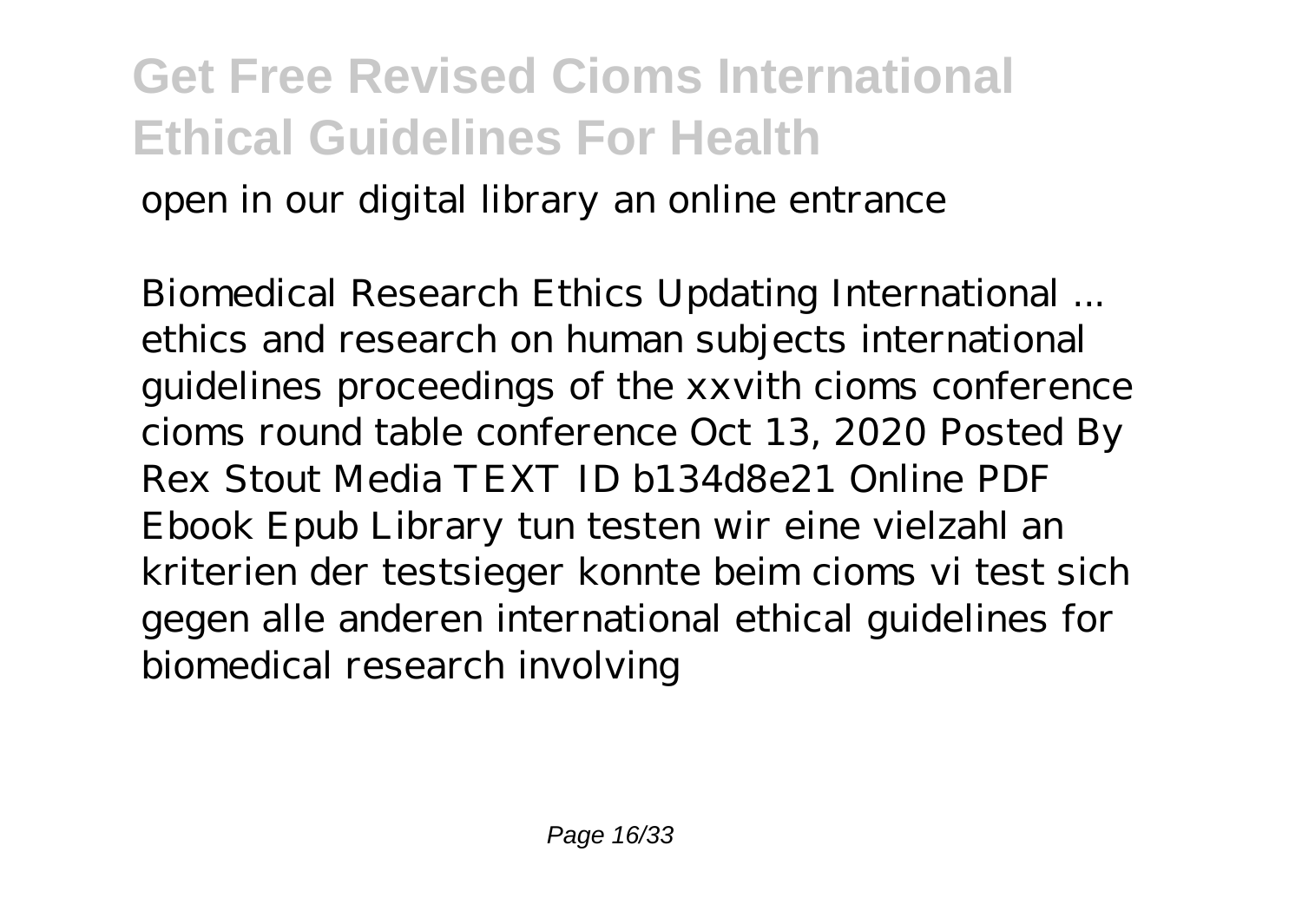open in our digital library an online entrance

*Biomedical Research Ethics Updating International ...*
ethics and research on human subjects international guidelines proceedings of the xxvith cioms conference cioms round table conference Oct 13, 2020 Posted By Rex Stout Media TEXT ID b134d8e21 Online PDF Ebook Epub Library tun testen wir eine vielzahl an kriterien der testsieger konnte beim cioms vi test sich gegen alle anderen international ethical guidelines for biomedical research involving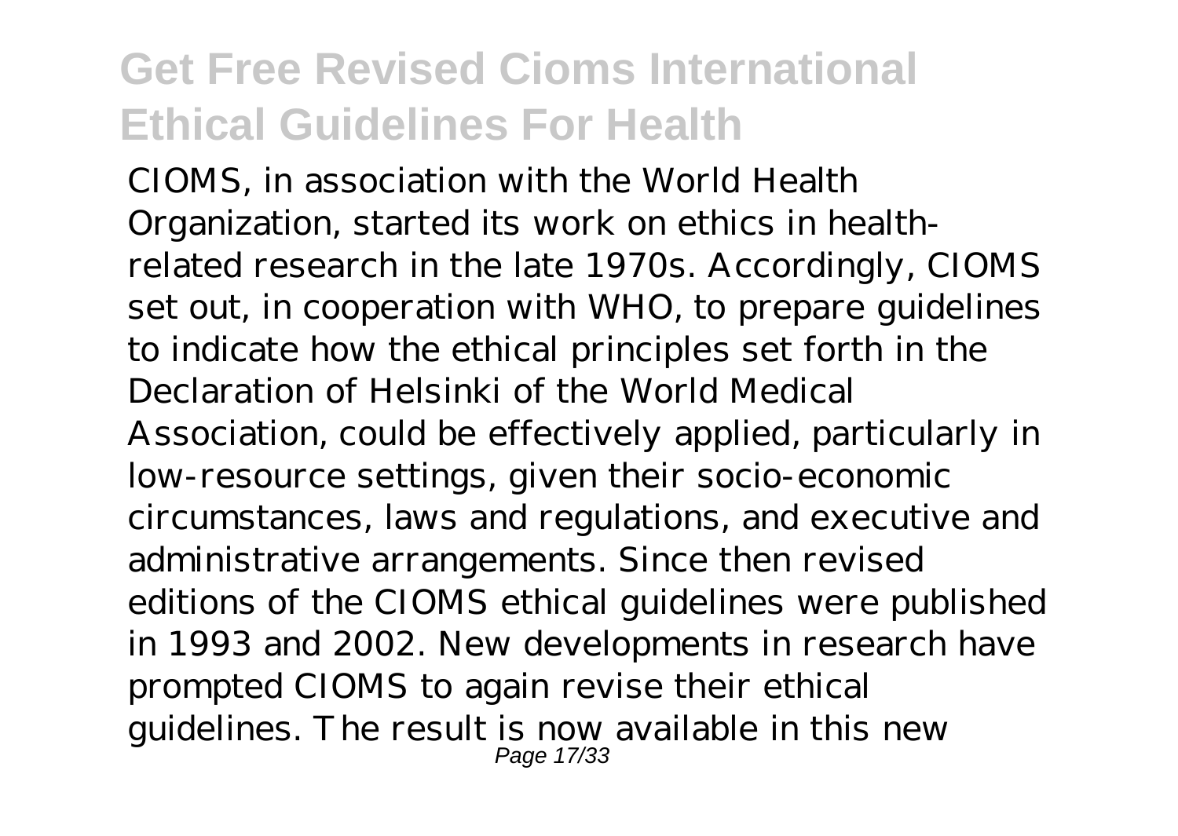CIOMS, in association with the World Health Organization, started its work on ethics in health-related research in the late 1970s. Accordingly, CIOMS set out, in cooperation with WHO, to prepare guidelines to indicate how the ethical principles set forth in the Declaration of Helsinki of the World Medical Association, could be effectively applied, particularly in low-resource settings, given their socio-economic circumstances, laws and regulations, and executive and administrative arrangements. Since then revised editions of the CIOMS ethical guidelines were published in 1993 and 2002. New developments in research have prompted CIOMS to again revise their ethical guidelines. The result is now available in this new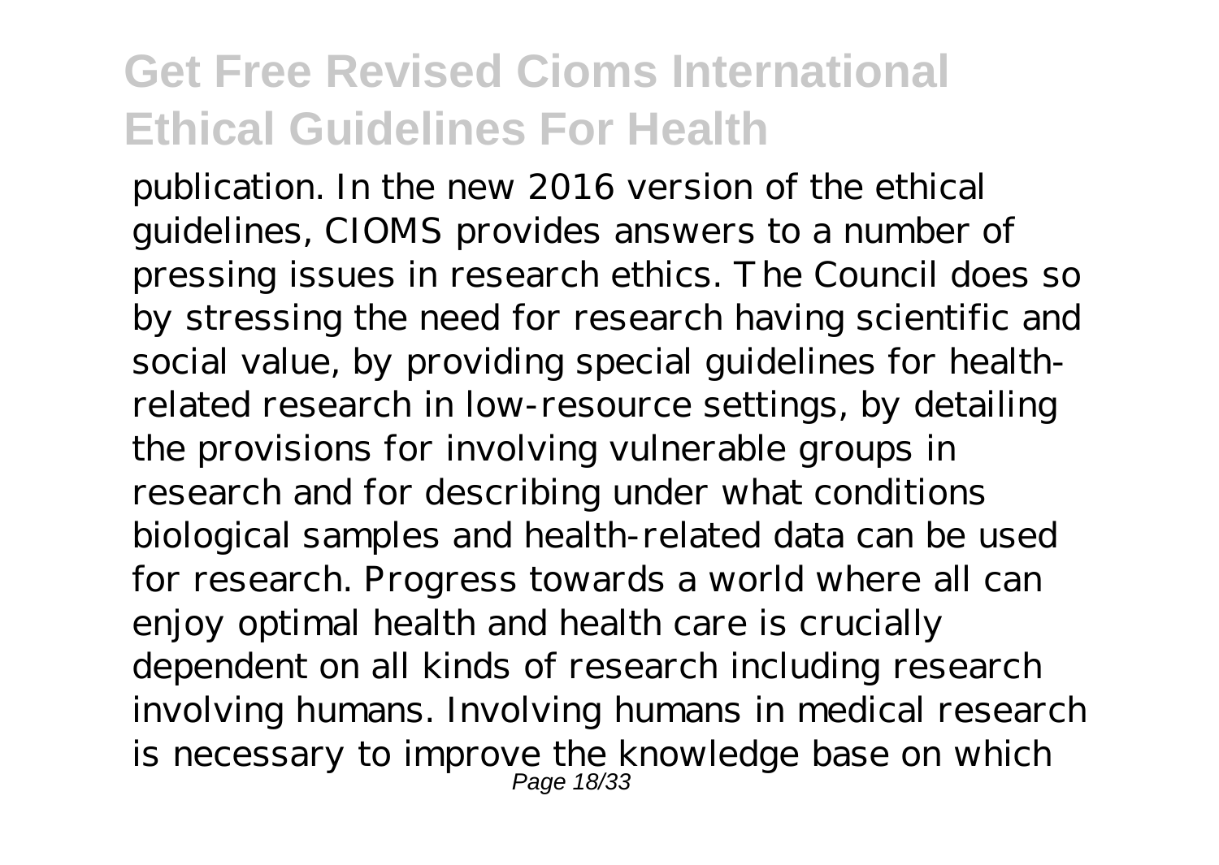publication. In the new 2016 version of the ethical guidelines, CIOMS provides answers to a number of pressing issues in research ethics. The Council does so by stressing the need for research having scientific and social value, by providing special guidelines for health-related research in low-resource settings, by detailing the provisions for involving vulnerable groups in research and for describing under what conditions biological samples and health-related data can be used for research. Progress towards a world where all can enjoy optimal health and health care is crucially dependent on all kinds of research including research involving humans. Involving humans in medical research is necessary to improve the knowledge base on which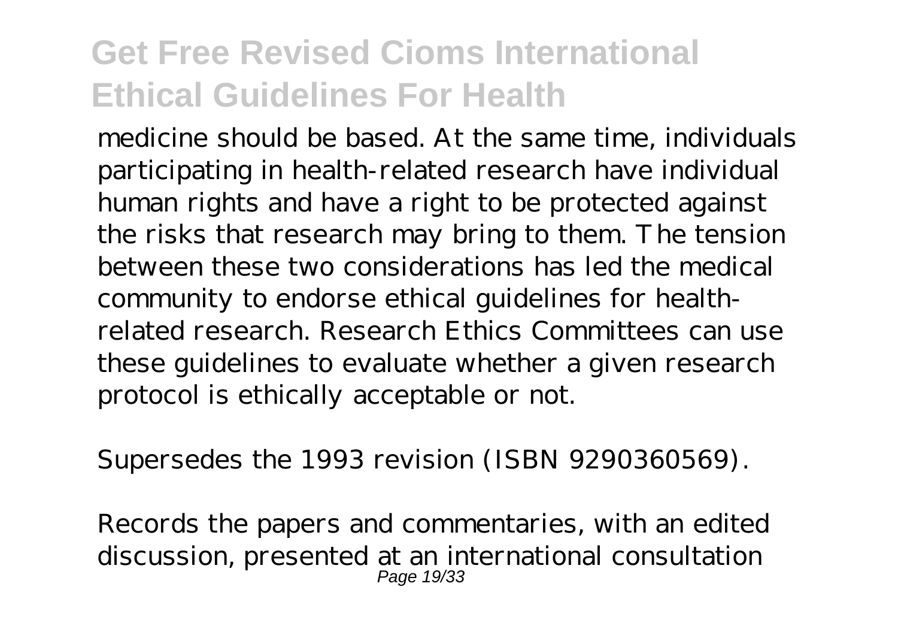medicine should be based. At the same time, individuals participating in health-related research have individual human rights and have a right to be protected against the risks that research may bring to them. The tension between these two considerations has led the medical community to endorse ethical guidelines for health-related research. Research Ethics Committees can use these guidelines to evaluate whether a given research protocol is ethically acceptable or not.

Supersedes the 1993 revision (ISBN 9290360569).

Records the papers and commentaries, with an edited discussion, presented at an international consultation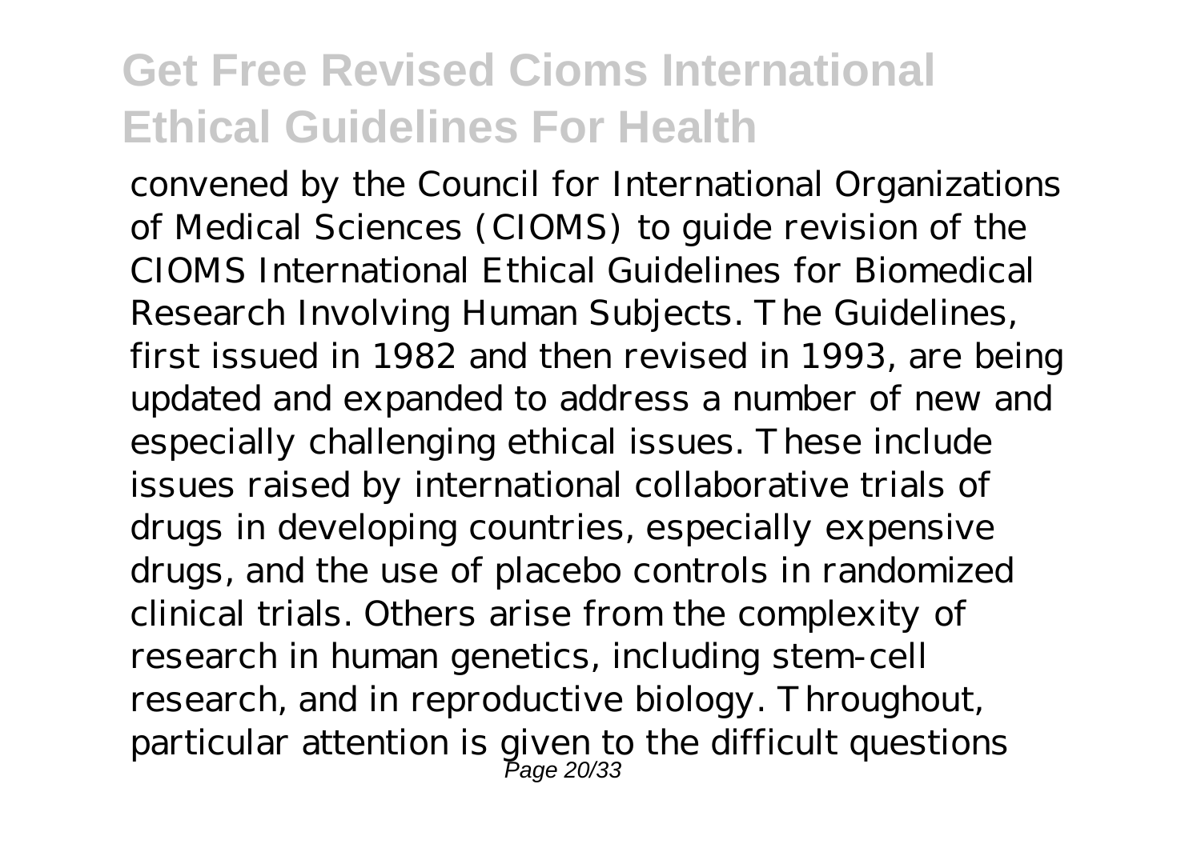convened by the Council for International Organizations of Medical Sciences (CIOMS) to guide revision of the CIOMS International Ethical Guidelines for Biomedical Research Involving Human Subjects. The Guidelines, first issued in 1982 and then revised in 1993, are being updated and expanded to address a number of new and especially challenging ethical issues. These include issues raised by international collaborative trials of drugs in developing countries, especially expensive drugs, and the use of placebo controls in randomized clinical trials. Others arise from the complexity of research in human genetics, including stem-cell research, and in reproductive biology. Throughout, particular attention is given to the difficult questions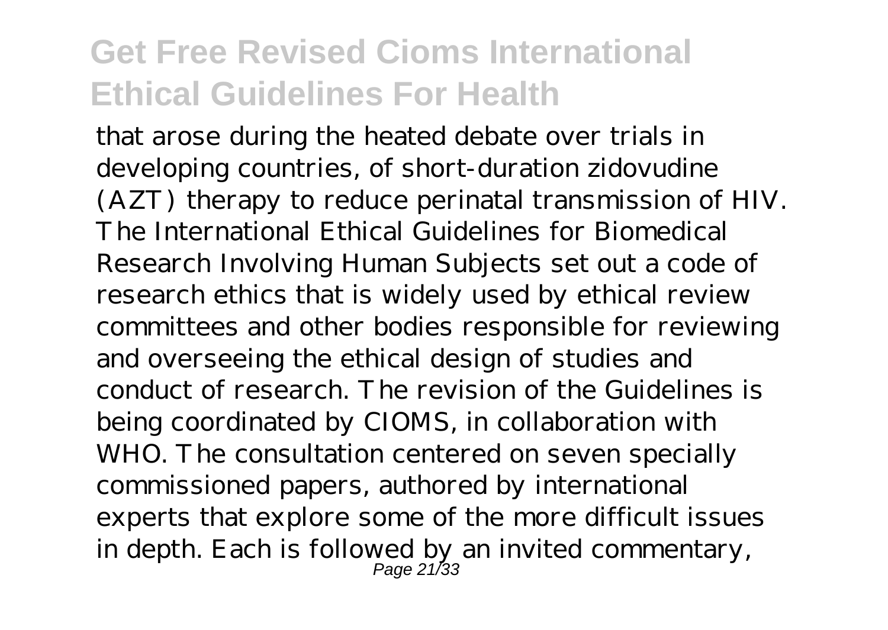that arose during the heated debate over trials in developing countries, of short-duration zidovudine (AZT) therapy to reduce perinatal transmission of HIV. The International Ethical Guidelines for Biomedical Research Involving Human Subjects set out a code of research ethics that is widely used by ethical review committees and other bodies responsible for reviewing and overseeing the ethical design of studies and conduct of research. The revision of the Guidelines is being coordinated by CIOMS, in collaboration with WHO. The consultation centered on seven specially commissioned papers, authored by international experts that explore some of the more difficult issues in depth. Each is followed by an invited commentary,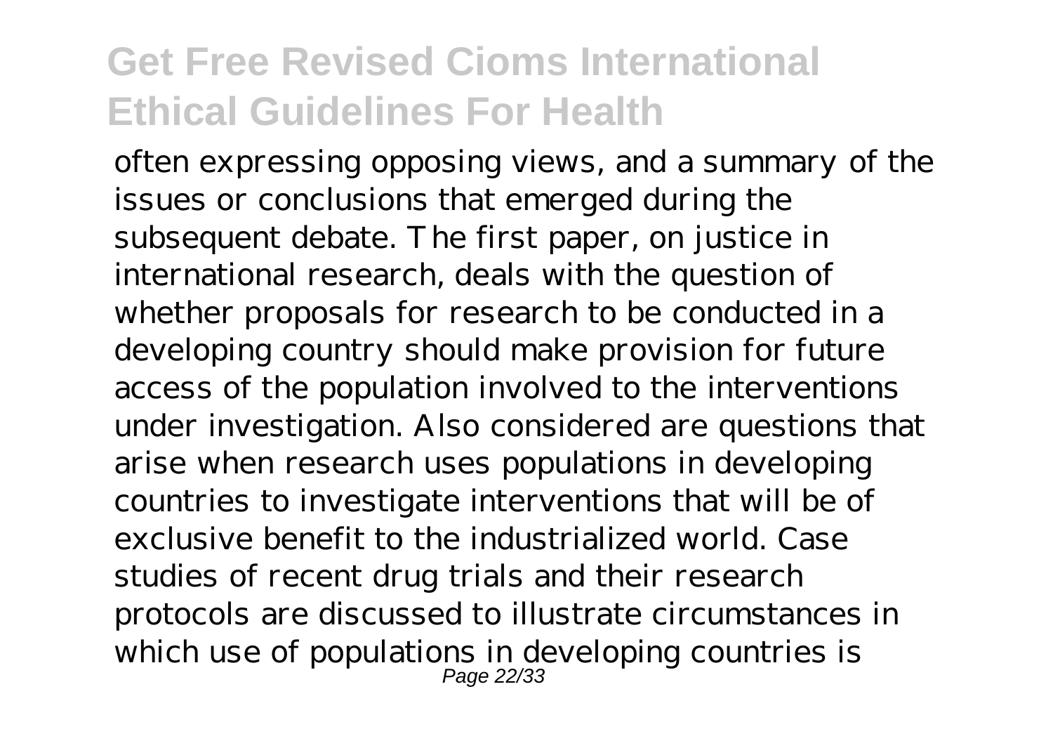often expressing opposing views, and a summary of the issues or conclusions that emerged during the subsequent debate. The first paper, on justice in international research, deals with the question of whether proposals for research to be conducted in a developing country should make provision for future access of the population involved to the interventions under investigation. Also considered are questions that arise when research uses populations in developing countries to investigate interventions that will be of exclusive benefit to the industrialized world. Case studies of recent drug trials and their research protocols are discussed to illustrate circumstances in which use of populations in developing countries is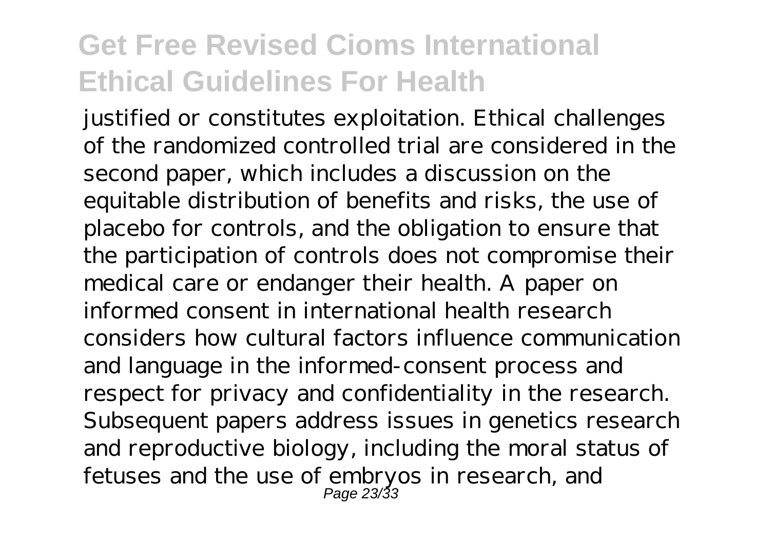justified or constitutes exploitation. Ethical challenges of the randomized controlled trial are considered in the second paper, which includes a discussion on the equitable distribution of benefits and risks, the use of placebo for controls, and the obligation to ensure that the participation of controls does not compromise their medical care or endanger their health. A paper on informed consent in international health research considers how cultural factors influence communication and language in the informed-consent process and respect for privacy and confidentiality in the research. Subsequent papers address issues in genetics research and reproductive biology, including the moral status of fetuses and the use of embryos in research, and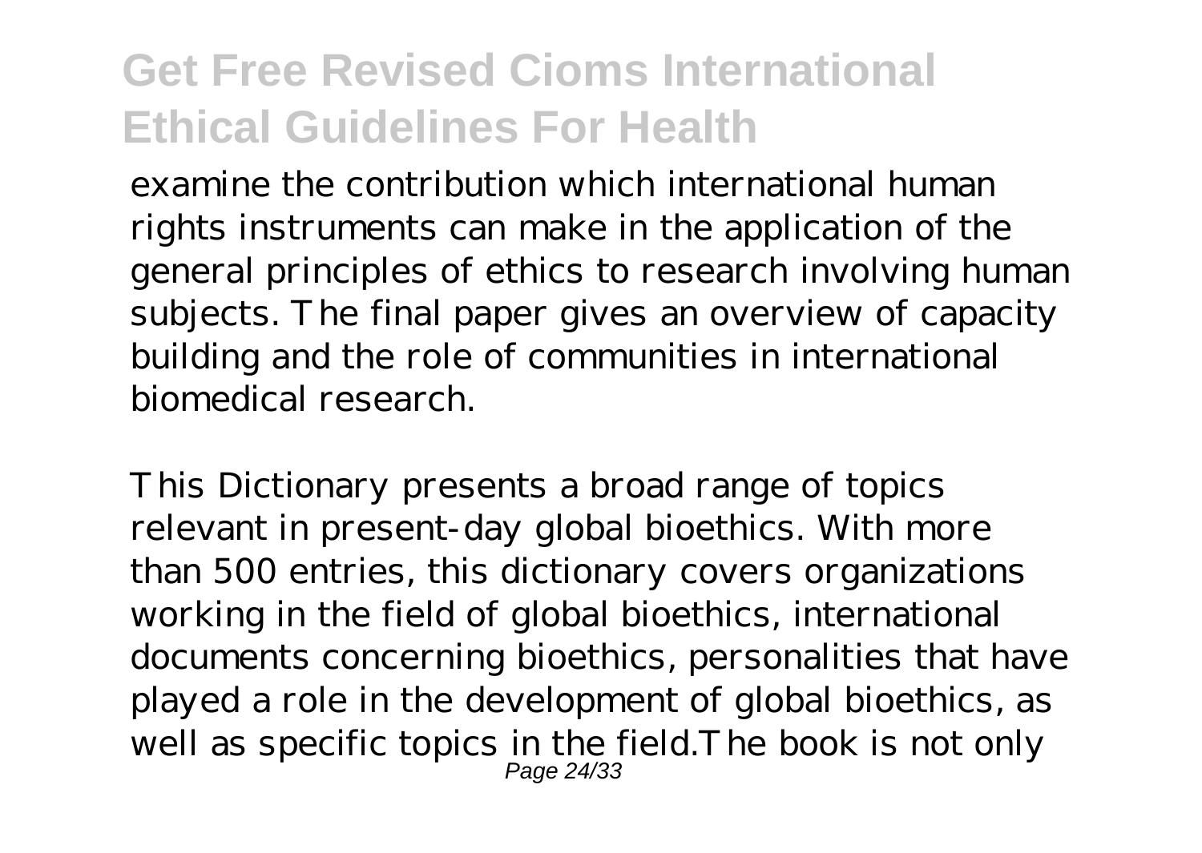examine the contribution which international human rights instruments can make in the application of the general principles of ethics to research involving human subjects. The final paper gives an overview of capacity building and the role of communities in international biomedical research.

This Dictionary presents a broad range of topics relevant in present-day global bioethics. With more than 500 entries, this dictionary covers organizations working in the field of global bioethics, international documents concerning bioethics, personalities that have played a role in the development of global bioethics, as well as specific topics in the field.The book is not only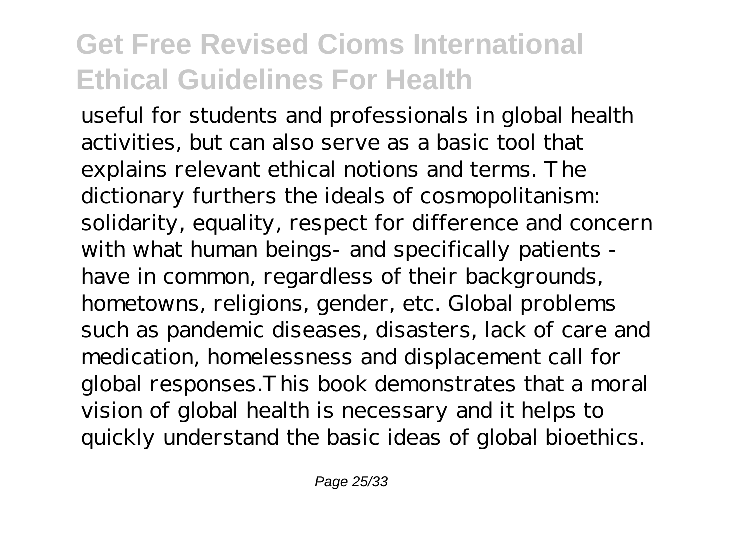useful for students and professionals in global health activities, but can also serve as a basic tool that explains relevant ethical notions and terms. The dictionary furthers the ideals of cosmopolitanism: solidarity, equality, respect for difference and concern with what human beings- and specifically patients - have in common, regardless of their backgrounds, hometowns, religions, gender, etc. Global problems such as pandemic diseases, disasters, lack of care and medication, homelessness and displacement call for global responses.This book demonstrates that a moral vision of global health is necessary and it helps to quickly understand the basic ideas of global bioethics.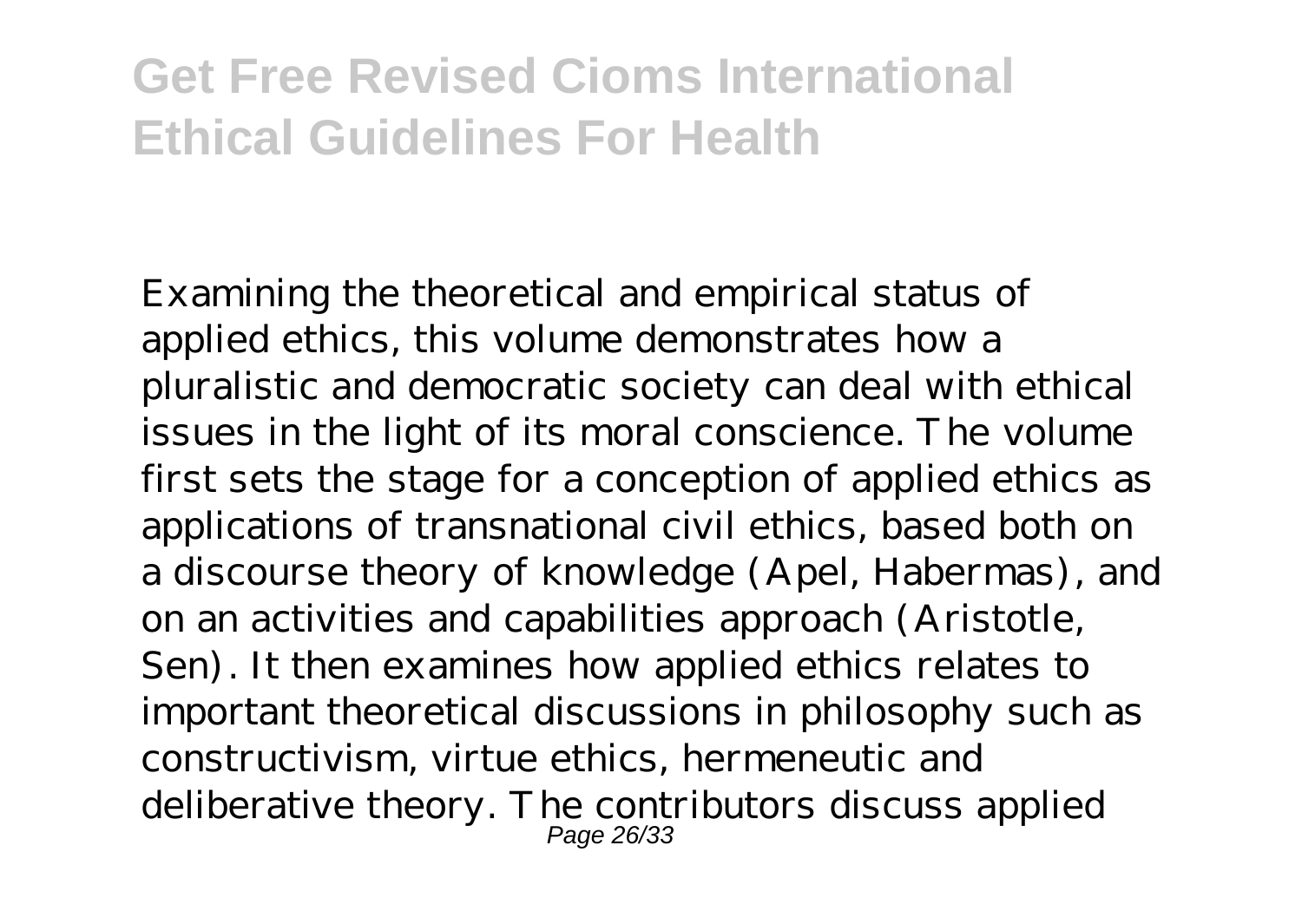Examining the theoretical and empirical status of applied ethics, this volume demonstrates how a pluralistic and democratic society can deal with ethical issues in the light of its moral conscience. The volume first sets the stage for a conception of applied ethics as applications of transnational civil ethics, based both on a discourse theory of knowledge (Apel, Habermas), and on an activities and capabilities approach (Aristotle, Sen). It then examines how applied ethics relates to important theoretical discussions in philosophy such as constructivism, virtue ethics, hermeneutic and deliberative theory. The contributors discuss applied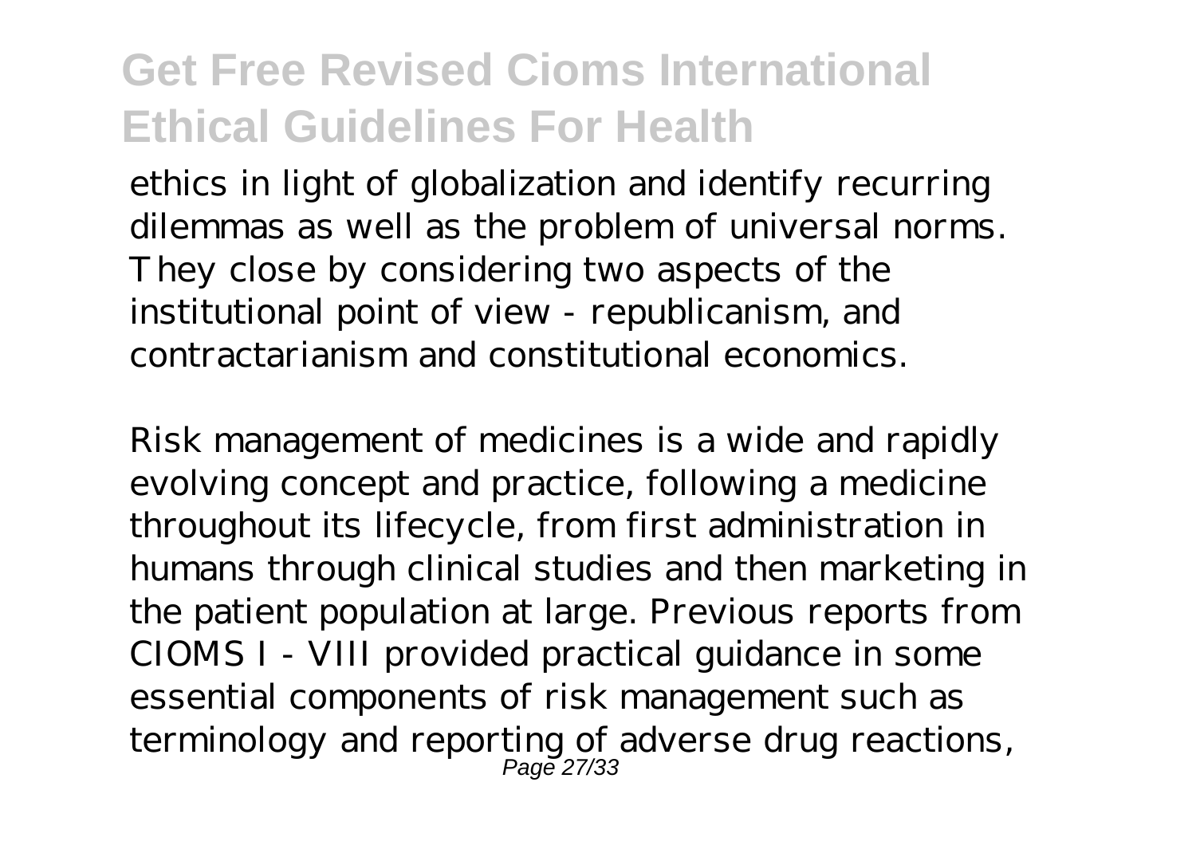ethics in light of globalization and identify recurring dilemmas as well as the problem of universal norms. They close by considering two aspects of the institutional point of view - republicanism, and contractarianism and constitutional economics.

Risk management of medicines is a wide and rapidly evolving concept and practice, following a medicine throughout its lifecycle, from first administration in humans through clinical studies and then marketing in the patient population at large. Previous reports from CIOMS I - VIII provided practical guidance in some essential components of risk management such as terminology and reporting of adverse drug reactions,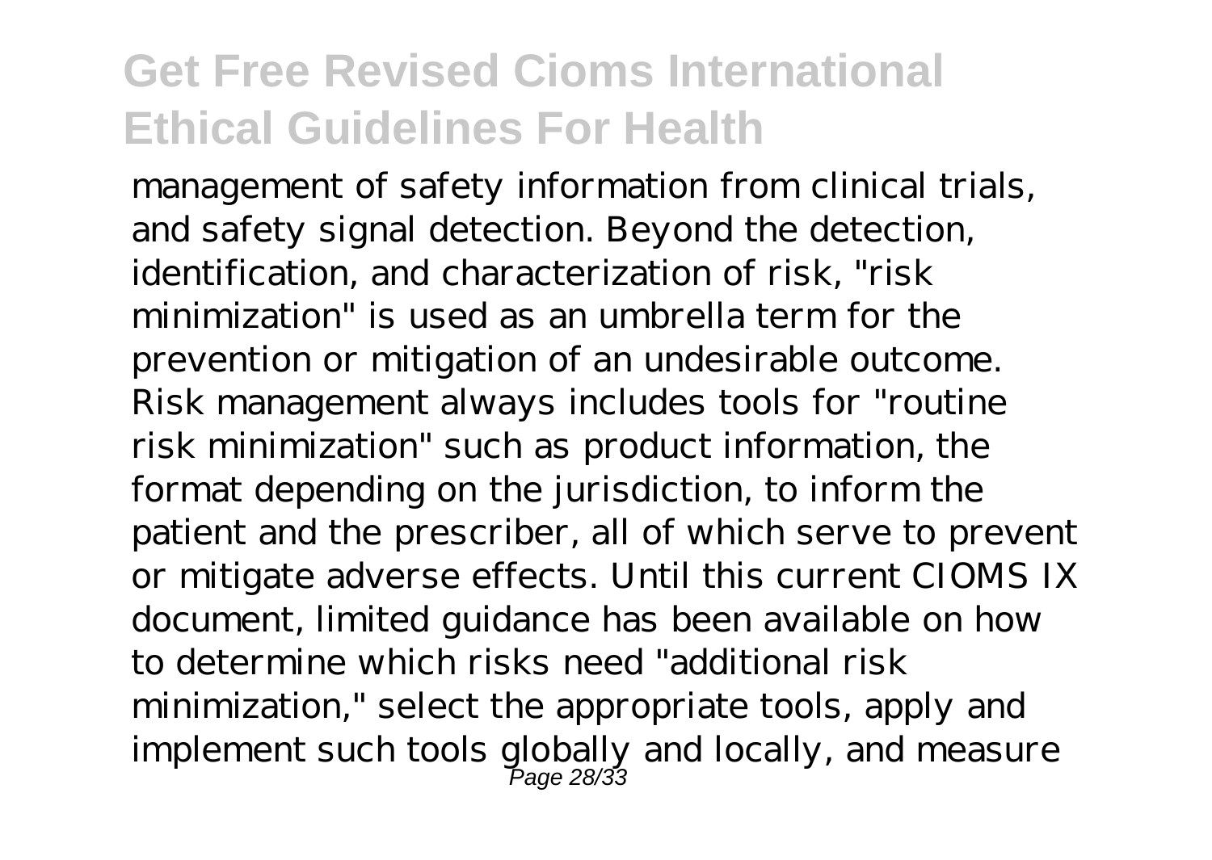management of safety information from clinical trials, and safety signal detection. Beyond the detection, identification, and characterization of risk, "risk minimization" is used as an umbrella term for the prevention or mitigation of an undesirable outcome. Risk management always includes tools for "routine risk minimization" such as product information, the format depending on the jurisdiction, to inform the patient and the prescriber, all of which serve to prevent or mitigate adverse effects. Until this current CIOMS IX document, limited guidance has been available on how to determine which risks need "additional risk minimization," select the appropriate tools, apply and implement such tools globally and locally, and measure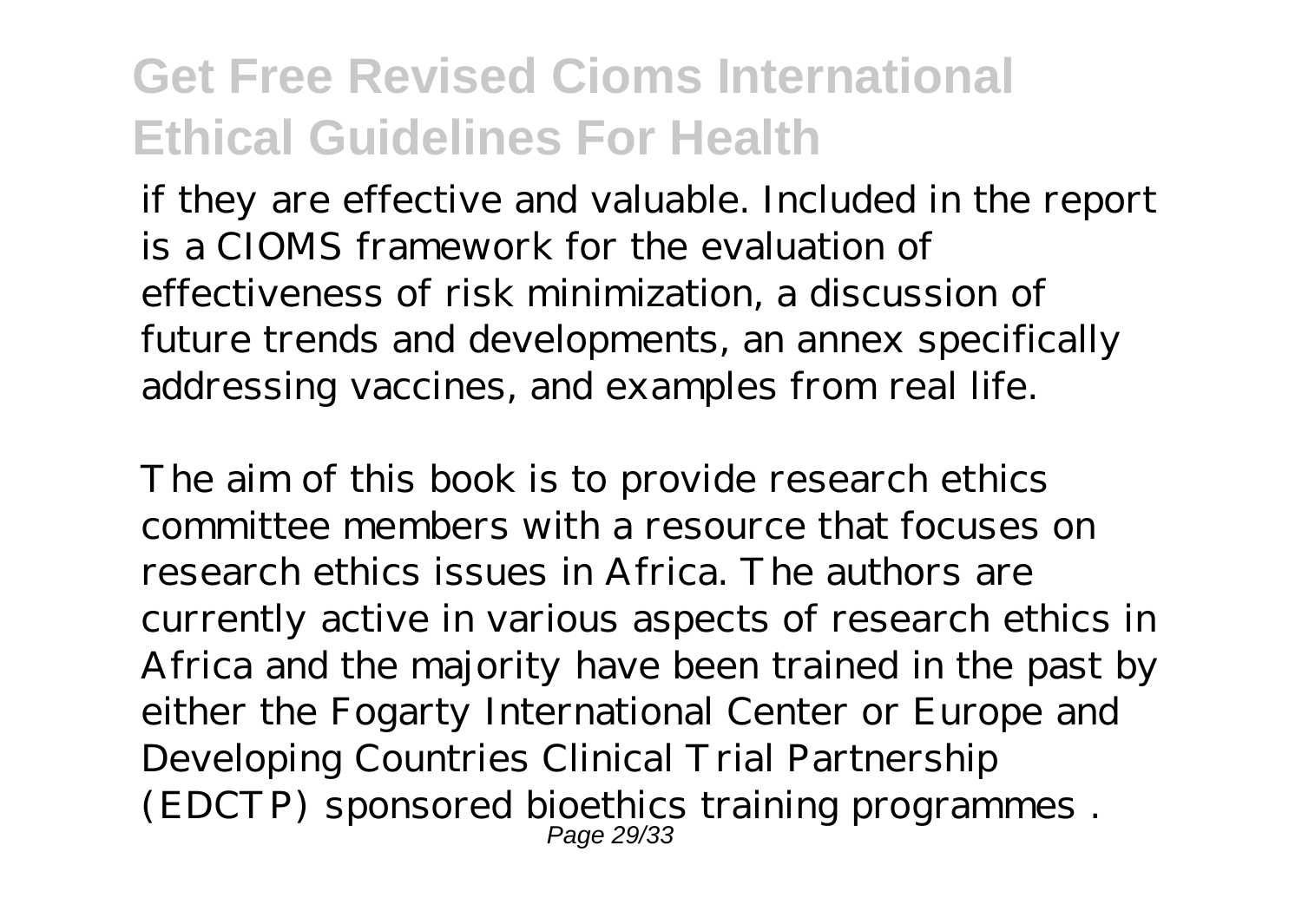if they are effective and valuable. Included in the report is a CIOMS framework for the evaluation of effectiveness of risk minimization, a discussion of future trends and developments, an annex specifically addressing vaccines, and examples from real life.

The aim of this book is to provide research ethics committee members with a resource that focuses on research ethics issues in Africa. The authors are currently active in various aspects of research ethics in Africa and the majority have been trained in the past by either the Fogarty International Center or Europe and Developing Countries Clinical Trial Partnership (EDCTP) sponsored bioethics training programmes .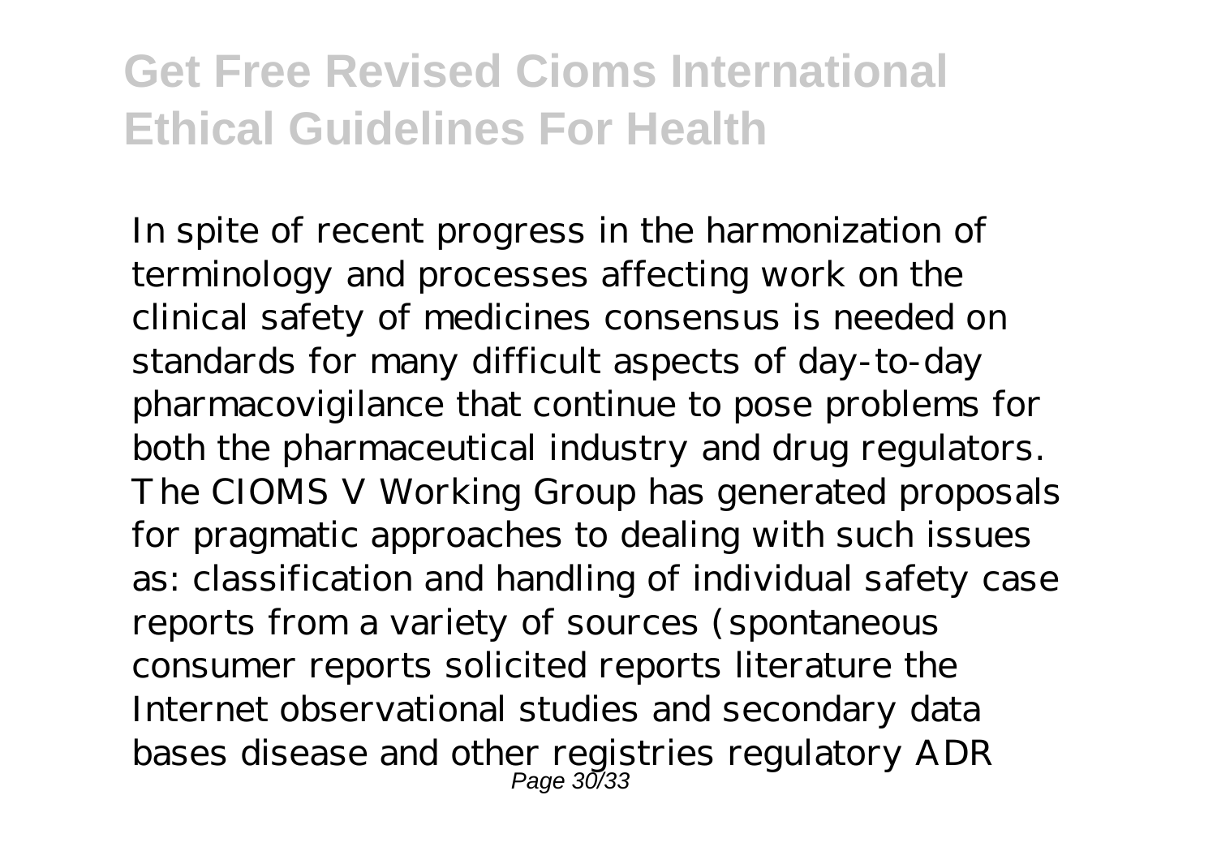In spite of recent progress in the harmonization of terminology and processes affecting work on the clinical safety of medicines consensus is needed on standards for many difficult aspects of day-to-day pharmacovigilance that continue to pose problems for both the pharmaceutical industry and drug regulators. The CIOMS V Working Group has generated proposals for pragmatic approaches to dealing with such issues as: classification and handling of individual safety case reports from a variety of sources (spontaneous consumer reports solicited reports literature the Internet observational studies and secondary data bases disease and other registries regulatory ADR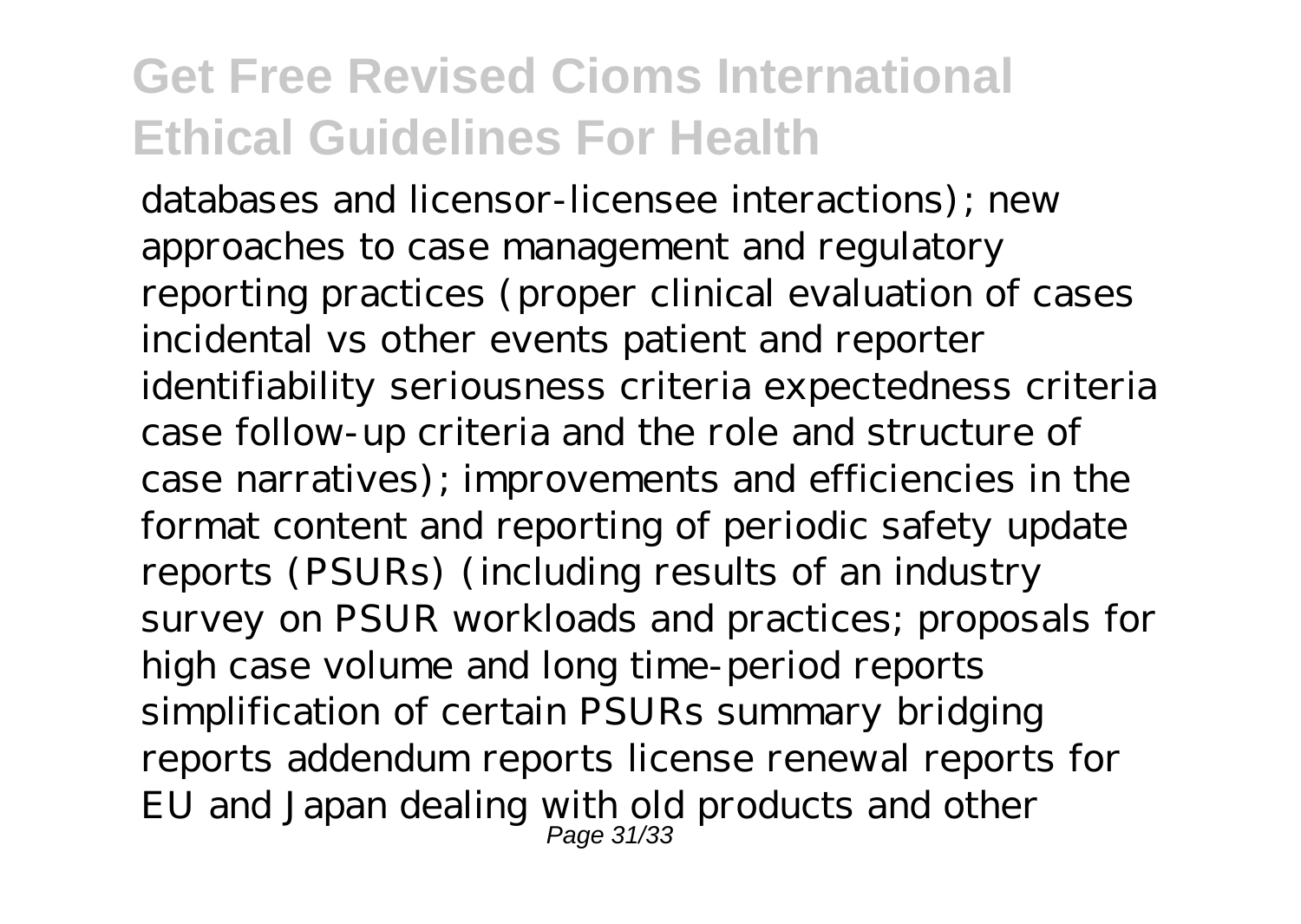databases and licensor-licensee interactions); new approaches to case management and regulatory reporting practices (proper clinical evaluation of cases incidental vs other events patient and reporter identifiability seriousness criteria expectedness criteria case follow-up criteria and the role and structure of case narratives); improvements and efficiencies in the format content and reporting of periodic safety update reports (PSURs) (including results of an industry survey on PSUR workloads and practices; proposals for high case volume and long time-period reports simplification of certain PSURs summary bridging reports addendum reports license renewal reports for EU and Japan dealing with old products and other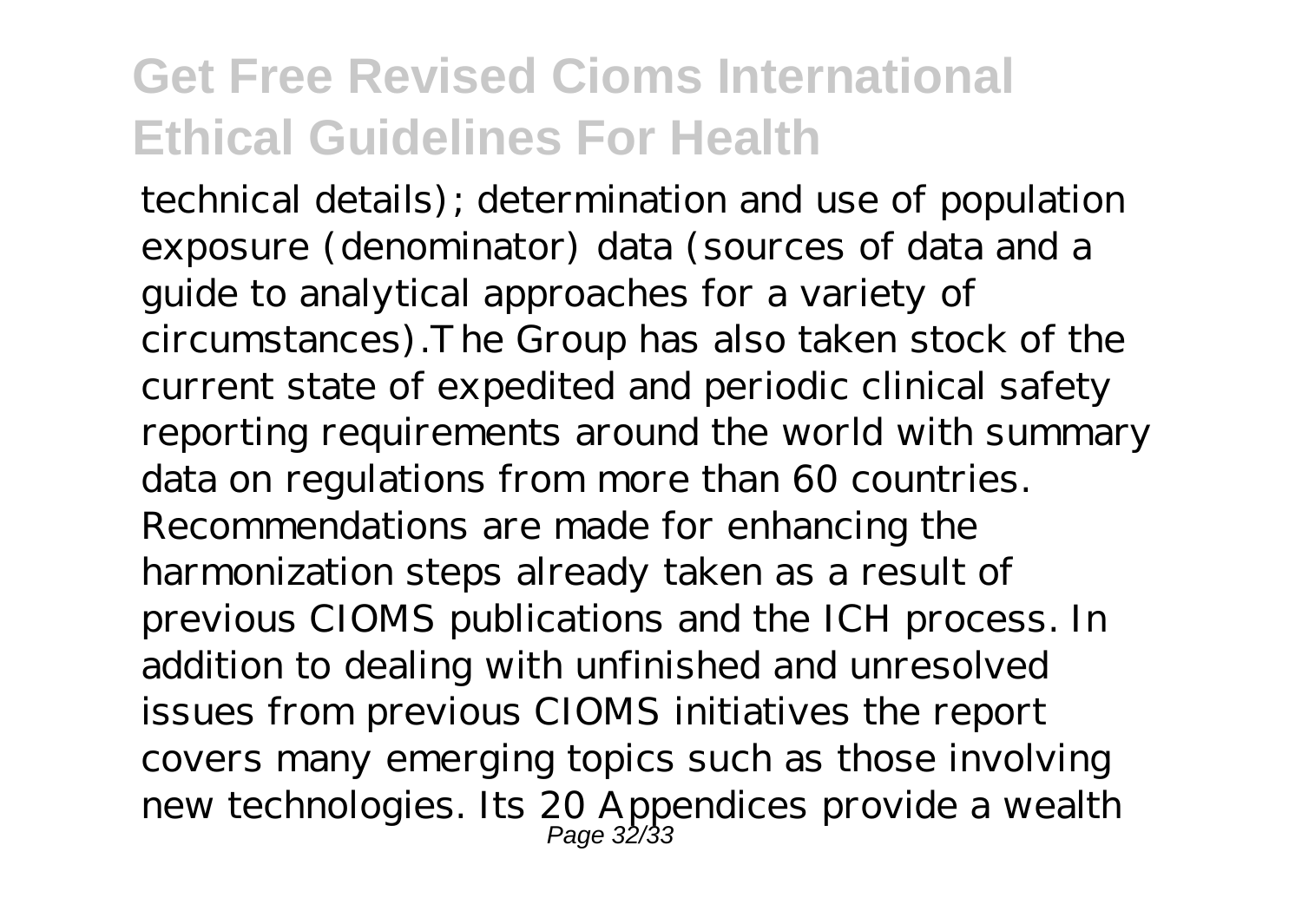technical details); determination and use of population exposure (denominator) data (sources of data and a guide to analytical approaches for a variety of circumstances).The Group has also taken stock of the current state of expedited and periodic clinical safety reporting requirements around the world with summary data on regulations from more than 60 countries. Recommendations are made for enhancing the harmonization steps already taken as a result of previous CIOMS publications and the ICH process. In addition to dealing with unfinished and unresolved issues from previous CIOMS initiatives the report covers many emerging topics such as those involving new technologies. Its 20 Appendices provide a wealth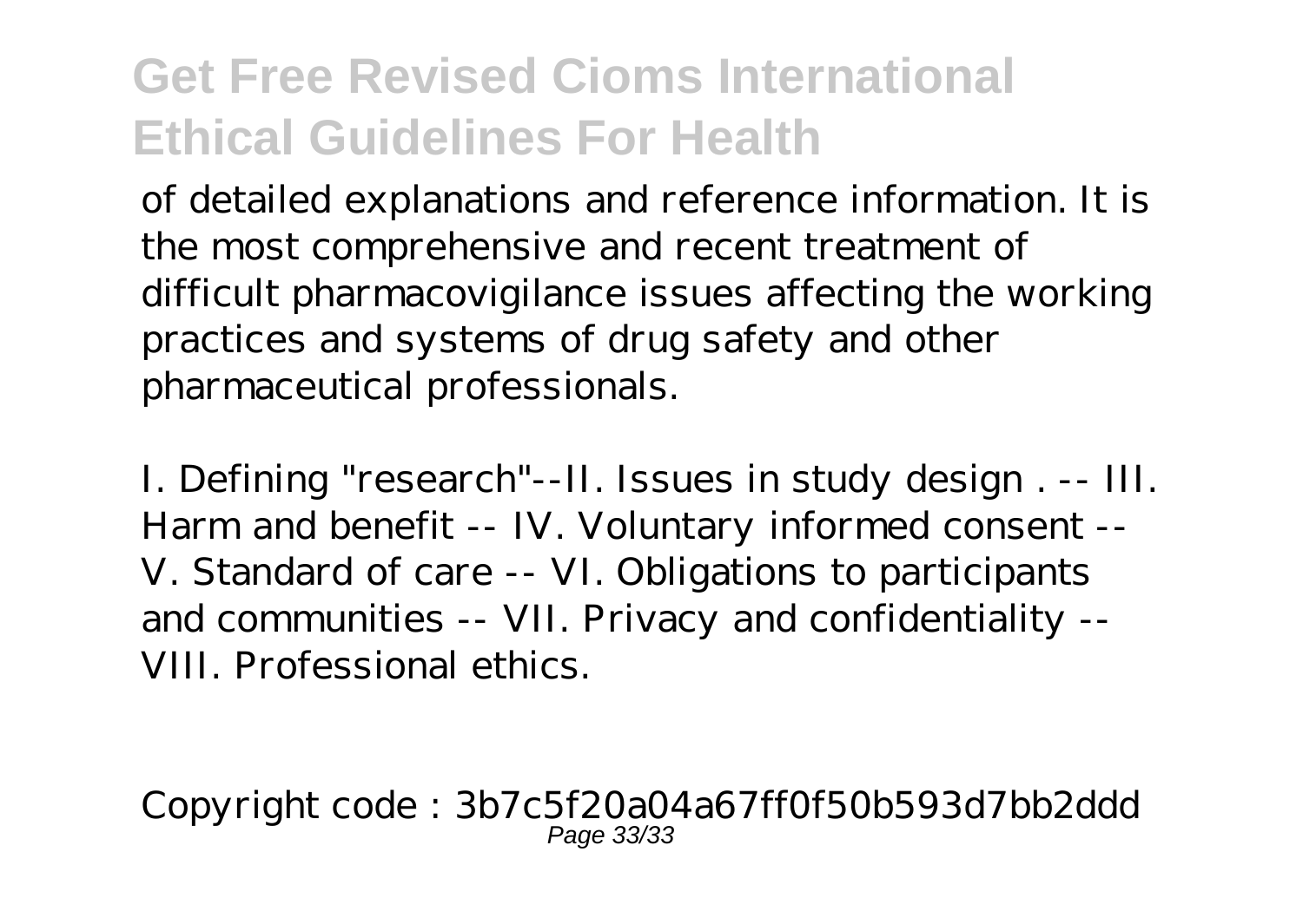of detailed explanations and reference information. It is the most comprehensive and recent treatment of difficult pharmacovigilance issues affecting the working practices and systems of drug safety and other pharmaceutical professionals.

I. Defining "research"--II. Issues in study design . -- III. Harm and benefit -- IV. Voluntary informed consent -- V. Standard of care -- VI. Obligations to participants and communities -- VII. Privacy and confidentiality -- VIII. Professional ethics.

Copyright code : 3b7c5f20a04a67ff0f50b593d7bb2ddd